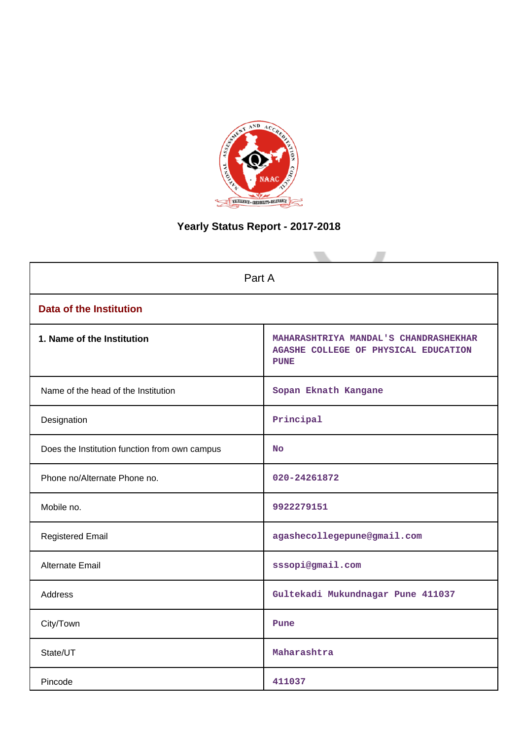# Yearly Status Report - 2017-2018

| Part A | |
|---|---|
| **Data of the Institution** | |
| **1. Name of the Institution** | MAHARASHTRIYA MANDAL'S CHANDRASHEKHAR AGASHE COLLEGE OF PHYSICAL EDUCATION PUNE |
| Name of the head of the Institution | Sopan Eknath Kangane |
| Designation | Principal |
| Does the Institution function from own campus | No |
| Phone no/Alternate Phone no. | 020-24261872 |
| Mobile no. | 9922279151 |
| Registered Email | agashecollegepune@gmail.com |
| Alternate Email | sssopi@gmail.com |
| Address | Gultekadi Mukundnagar Pune 411037 |
| City/Town | Pune |
| State/UT | Maharashtra |
| Pincode | 411037 |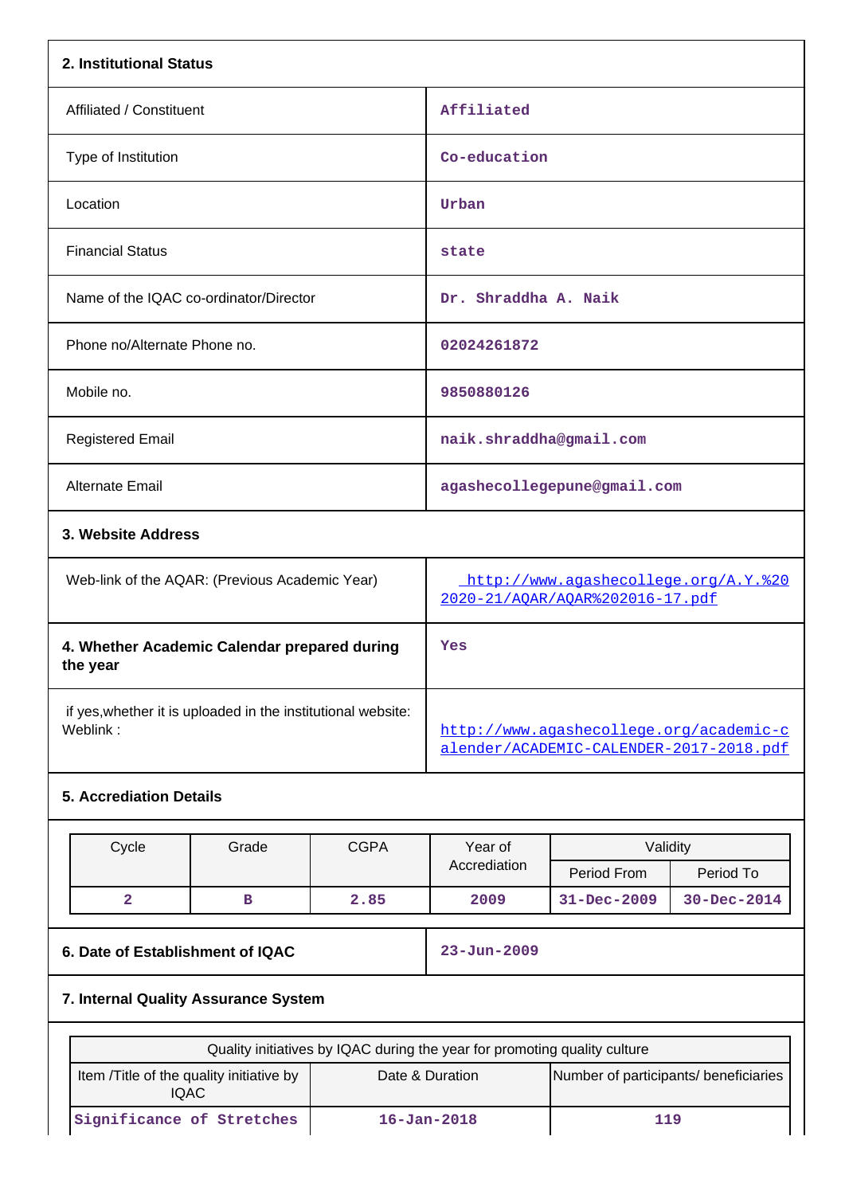### 2. Institutional Status

| | |
|---|---|
| Affiliated / Constituent | Affiliated |
| Type of Institution | Co-education |
| Location | Urban |
| Financial Status | state |
| Name of the IQAC co-ordinator/Director | Dr. Shraddha A. Naik |
| Phone no/Alternate Phone no. | 02024261872 |
| Mobile no. | 9850880126 |
| Registered Email | naik.shraddha@gmail.com |
| Alternate Email | agashecollegepune@gmail.com |

### 3. Website Address

| | |
|---|---|
| Web-link of the AQAR: (Previous Academic Year) | http://www.agashecollege.org/A.Y.%20 2020-21/AQAR/AQAR%202016-17.pdf |
| **4. Whether Academic Calendar prepared during the year** | Yes |
| if yes,whether it is uploaded in the institutional website: Weblink : | http://www.agashecollege.org/academic-calender/ACADEMIC-CALENDER-2017-2018.pdf |

### 5. Accreditation Details

| Cycle | Grade | CGPA | Year of Accrediation | Validity | |
|---|---|---|---|---|---|
| | | | | Period From | Period To |
| 2 | B | 2.85 | 2009 | 31-Dec-2009 | 30-Dec-2014 |

| | |
|---|---|
| **6. Date of Establishment of IQAC** | 23-Jun-2009 |

### 7. Internal Quality Assurance System

| Quality initiatives by IQAC during the year for promoting quality culture | | |
|---|---|---|
| Item /Title of the quality initiative by IQAC | Date & Duration | Number of participants/ beneficiaries |
| Significance of Stretches | 16-Jan-2018 | 119 |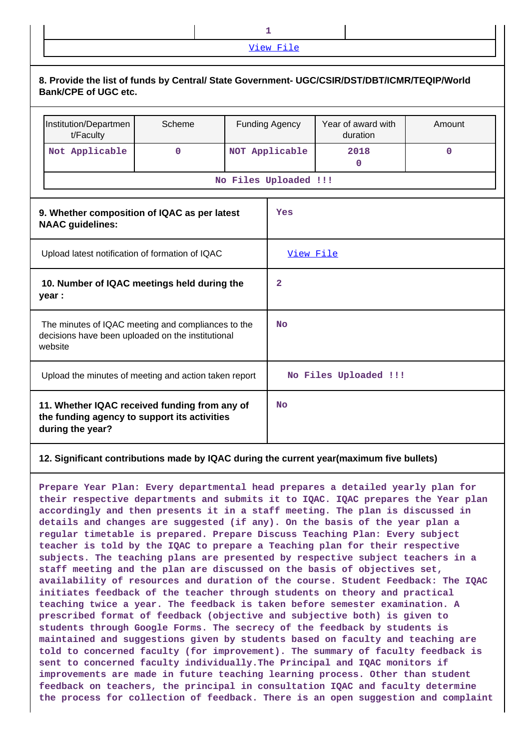| | | |
|---|---|---|
| | 1 | |
| View File | | |

8. Provide the list of funds by Central/ State Government- UGC/CSIR/DST/DBT/ICMR/TEQIP/World Bank/CPE of UGC etc.

| Institution/Department/Faculty | Scheme | Funding Agency | Year of award with duration | Amount |
|---|---|---|---|---|
| Not Applicable | 0 | NOT Applicable | 2018<br>0 | 0 |
| No Files Uploaded !!! | | | | |

| | |
|---|---|
| **9. Whether composition of IQAC as per latest NAAC guidelines:** | Yes |
| Upload latest notification of formation of IQAC | View File |
| **10. Number of IQAC meetings held during the year :** | 2 |
| The minutes of IQAC meeting and compliances to the decisions have been uploaded on the institutional website | No |
| Upload the minutes of meeting and action taken report | No Files Uploaded !!! |
| **11. Whether IQAC received funding from any of the funding agency to support its activities during the year?** | No |

**12. Significant contributions made by IQAC during the current year(maximum five bullets)**

Prepare Year Plan: Every departmental head prepares a detailed yearly plan for their respective departments and submits it to IQAC. IQAC prepares the Year plan accordingly and then presents it in a staff meeting. The plan is discussed in details and changes are suggested (if any). On the basis of the year plan a regular timetable is prepared. Prepare Discuss Teaching Plan: Every subject teacher is told by the IQAC to prepare a Teaching plan for their respective subjects. The teaching plans are presented by respective subject teachers in a staff meeting and the plan are discussed on the basis of objectives set, availability of resources and duration of the course. Student Feedback: The IQAC initiates feedback of the teacher through students on theory and practical teaching twice a year. The feedback is taken before semester examination. A prescribed format of feedback (objective and subjective both) is given to students through Google Forms. The secrecy of the feedback by students is maintained and suggestions given by students based on faculty and teaching are told to concerned faculty (for improvement). The summary of faculty feedback is sent to concerned faculty individually.The Principal and IQAC monitors if improvements are made in future teaching learning process. Other than student feedback on teachers, the principal in consultation IQAC and faculty determine the process for collection of feedback. There is an open suggestion and complaint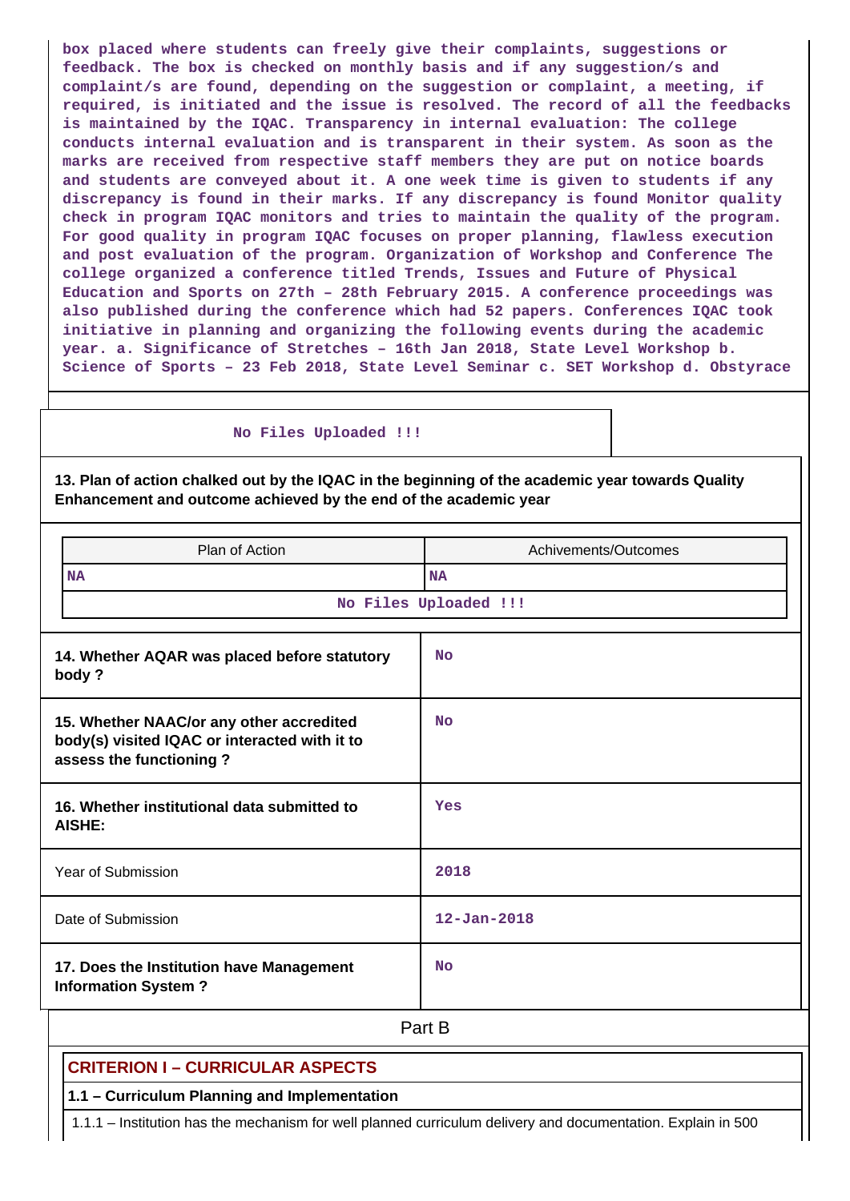box placed where students can freely give their complaints, suggestions or feedback. The box is checked on monthly basis and if any suggestion/s and complaint/s are found, depending on the suggestion or complaint, a meeting, if required, is initiated and the issue is resolved. The record of all the feedbacks is maintained by the IQAC. Transparency in internal evaluation: The college conducts internal evaluation and is transparent in their system. As soon as the marks are received from respective staff members they are put on notice boards and students are conveyed about it. A one week time is given to students if any discrepancy is found in their marks. If any discrepancy is found Monitor quality check in program IQAC monitors and tries to maintain the quality of the program. For good quality in program IQAC focuses on proper planning, flawless execution and post evaluation of the program. Organization of Workshop and Conference The college organized a conference titled Trends, Issues and Future of Physical Education and Sports on 27th – 28th February 2015. A conference proceedings was also published during the conference which had 52 papers. Conferences IQAC took initiative in planning and organizing the following events during the academic year. a. Significance of Stretches – 16th Jan 2018, State Level Workshop b. Science of Sports – 23 Feb 2018, State Level Seminar c. SET Workshop d. Obstyrace

No Files Uploaded !!!

**13. Plan of action chalked out by the IQAC in the beginning of the academic year towards Quality Enhancement and outcome achieved by the end of the academic year**

| Plan of Action | Achivements/Outcomes |
|---|---|
| NA | NA |
| No Files Uploaded !!! | |

| | |
|---|---|
| **14. Whether AQAR was placed before statutory body ?** | No |
| **15. Whether NAAC/or any other accredited body(s) visited IQAC or interacted with it to assess the functioning ?** | No |
| **16. Whether institutional data submitted to AISHE:** | Yes |
| Year of Submission | 2018 |
| Date of Submission | 12-Jan-2018 |
| **17. Does the Institution have Management Information System ?** | No |

## Part B

### CRITERION I – CURRICULAR ASPECTS

**1.1 – Curriculum Planning and Implementation**

1.1.1 – Institution has the mechanism for well planned curriculum delivery and documentation. Explain in 500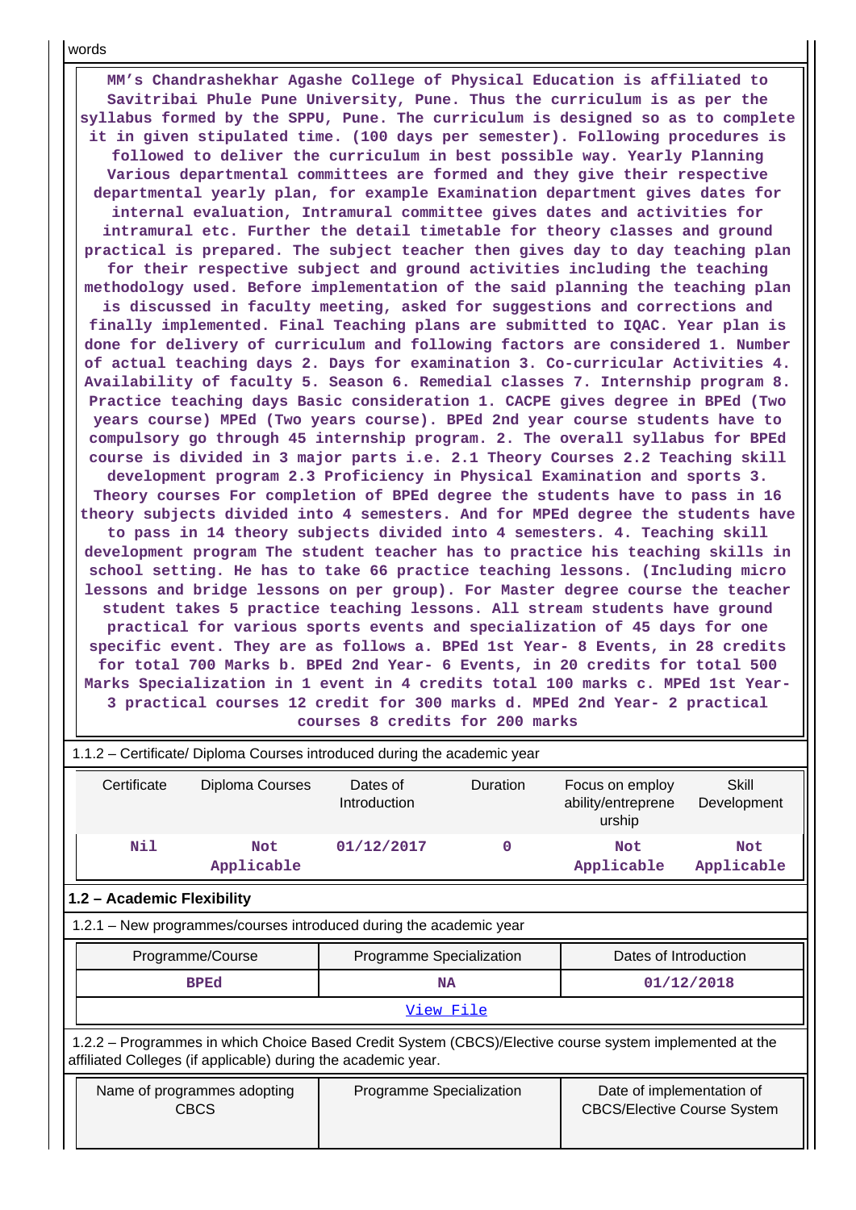words

**MM's Chandrashekhar Agashe College of Physical Education is affiliated to Savitribai Phule Pune University, Pune. Thus the curriculum is as per the syllabus formed by the SPPU, Pune. The curriculum is designed so as to complete it in given stipulated time. (100 days per semester). Following procedures is followed to deliver the curriculum in best possible way. Yearly Planning Various departmental committees are formed and they give their respective departmental yearly plan, for example Examination department gives dates for internal evaluation, Intramural committee gives dates and activities for intramural etc. Further the detail timetable for theory classes and ground practical is prepared. The subject teacher then gives day to day teaching plan for their respective subject and ground activities including the teaching methodology used. Before implementation of the said planning the teaching plan is discussed in faculty meeting, asked for suggestions and corrections and finally implemented. Final Teaching plans are submitted to IQAC. Year plan is done for delivery of curriculum and following factors are considered 1. Number of actual teaching days 2. Days for examination 3. Co-curricular Activities 4. Availability of faculty 5. Season 6. Remedial classes 7. Internship program 8. Practice teaching days Basic consideration 1. CACPE gives degree in BPEd (Two years course) MPEd (Two years course). BPEd 2nd year course students have to compulsory go through 45 internship program. 2. The overall syllabus for BPEd course is divided in 3 major parts i.e. 2.1 Theory Courses 2.2 Teaching skill development program 2.3 Proficiency in Physical Examination and sports 3. Theory courses For completion of BPEd degree the students have to pass in 16 theory subjects divided into 4 semesters. And for MPEd degree the students have to pass in 14 theory subjects divided into 4 semesters. 4. Teaching skill development program The student teacher has to practice his teaching skills in school setting. He has to take 66 practice teaching lessons. (Including micro lessons and bridge lessons on per group). For Master degree course the teacher student takes 5 practice teaching lessons. All stream students have ground practical for various sports events and specialization of 45 days for one specific event. They are as follows a. BPEd 1st Year- 8 Events, in 28 credits for total 700 Marks b. BPEd 2nd Year- 6 Events, in 20 credits for total 500 Marks Specialization in 1 event in 4 credits total 100 marks c. MPEd 1st Year- 3 practical courses 12 credit for 300 marks d. MPEd 2nd Year- 2 practical courses 8 credits for 200 marks**

1.1.2 – Certificate/ Diploma Courses introduced during the academic year

| Certificate | Diploma Courses | Dates of Introduction | Duration | Focus on employ ability/entreprene urship | Skill Development |
|---|---|---|---|---|---|
| Nil | Not Applicable | 01/12/2017 | 0 | Not Applicable | Not Applicable |

## 1.2 – Academic Flexibility

1.2.1 – New programmes/courses introduced during the academic year

| Programme/Course | Programme Specialization | Dates of Introduction |
|---|---|---|
| BPEd | NA | 01/12/2018 |

View File

1.2.2 – Programmes in which Choice Based Credit System (CBCS)/Elective course system implemented at the affiliated Colleges (if applicable) during the academic year.

| Name of programmes adopting CBCS | Programme Specialization | Date of implementation of CBCS/Elective Course System |
|---|---|---|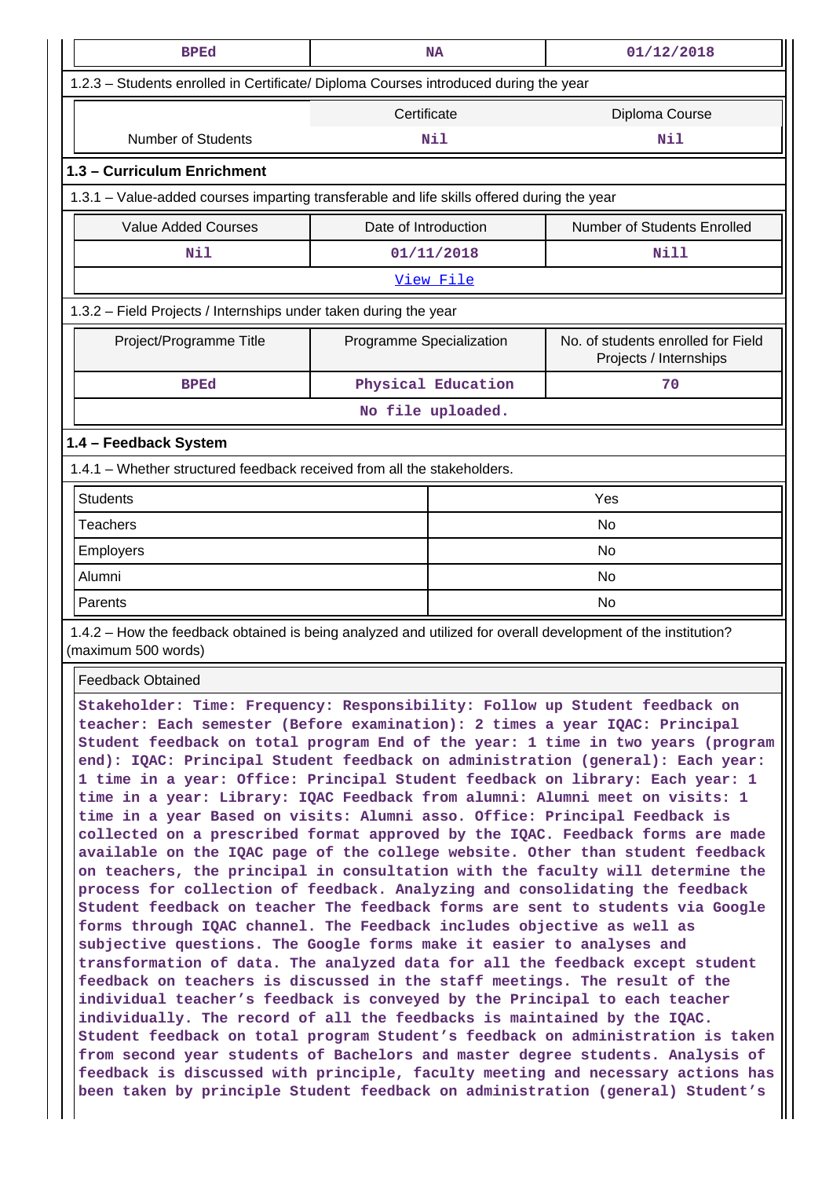| | | |
|---|---|---|
| BPEd | NA | 01/12/2018 |

1.2.3 – Students enrolled in Certificate/ Diploma Courses introduced during the year

| | Certificate | Diploma Course |
|---|---|---|
| Number of Students | Nil | Nil |

## 1.3 – Curriculum Enrichment

1.3.1 – Value-added courses imparting transferable and life skills offered during the year

| Value Added Courses | Date of Introduction | Number of Students Enrolled |
|---|---|---|
| Nil | 01/11/2018 | Nill |

View File

1.3.2 – Field Projects / Internships under taken during the year

| Project/Programme Title | Programme Specialization | No. of students enrolled for Field Projects / Internships |
|---|---|---|
| BPEd | Physical Education | 70 |

No file uploaded.

## 1.4 – Feedback System

1.4.1 – Whether structured feedback received from all the stakeholders.

| | |
|---|---|
| Students | Yes |
| Teachers | No |
| Employers | No |
| Alumni | No |
| Parents | No |

1.4.2 – How the feedback obtained is being analyzed and utilized for overall development of the institution? (maximum 500 words)

Feedback Obtained

Stakeholder: Time: Frequency: Responsibility: Follow up Student feedback on teacher: Each semester (Before examination): 2 times a year IQAC: Principal Student feedback on total program End of the year: 1 time in two years (program end): IQAC: Principal Student feedback on administration (general): Each year: 1 time in a year: Office: Principal Student feedback on library: Each year: 1 time in a year: Library: IQAC Feedback from alumni: Alumni meet on visits: 1 time in a year Based on visits: Alumni asso. Office: Principal Feedback is collected on a prescribed format approved by the IQAC. Feedback forms are made available on the IQAC page of the college website. Other than student feedback on teachers, the principal in consultation with the faculty will determine the process for collection of feedback. Analyzing and consolidating the feedback Student feedback on teacher The feedback forms are sent to students via Google forms through IQAC channel. The Feedback includes objective as well as subjective questions. The Google forms make it easier to analyses and transformation of data. The analyzed data for all the feedback except student feedback on teachers is discussed in the staff meetings. The result of the individual teacher's feedback is conveyed by the Principal to each teacher individually. The record of all the feedbacks is maintained by the IQAC. Student feedback on total program Student's feedback on administration is taken from second year students of Bachelors and master degree students. Analysis of feedback is discussed with principle, faculty meeting and necessary actions has been taken by principle Student feedback on administration (general) Student's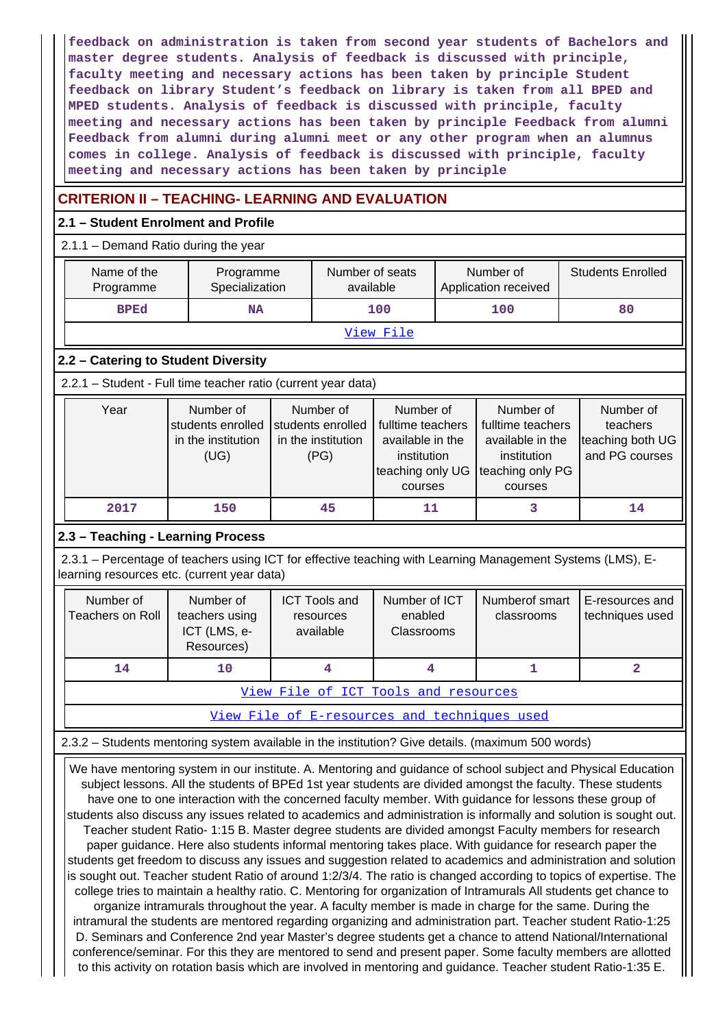feedback on administration is taken from second year students of Bachelors and master degree students. Analysis of feedback is discussed with principle, faculty meeting and necessary actions has been taken by principle Student feedback on library Student's feedback on library is taken from all BPED and MPED students. Analysis of feedback is discussed with principle, faculty meeting and necessary actions has been taken by principle Feedback from alumni Feedback from alumni during alumni meet or any other program when an alumnus comes in college. Analysis of feedback is discussed with principle, faculty meeting and necessary actions has been taken by principle

## CRITERION II – TEACHING- LEARNING AND EVALUATION

### 2.1 – Student Enrolment and Profile

2.1.1 – Demand Ratio during the year

| Name of the Programme | Programme Specialization | Number of seats available | Number of Application received | Students Enrolled |
|---|---|---|---|---|
| BPEd | NA | 100 | 100 | 80 |
| View File | | | | |

### 2.2 – Catering to Student Diversity

2.2.1 – Student - Full time teacher ratio (current year data)

| Year | Number of students enrolled in the institution (UG) | Number of students enrolled in the institution (PG) | Number of fulltime teachers available in the institution teaching only UG courses | Number of fulltime teachers available in the institution teaching only PG courses | Number of teachers teaching both UG and PG courses |
|---|---|---|---|---|---|
| 2017 | 150 | 45 | 11 | 3 | 14 |

### 2.3 – Teaching - Learning Process

2.3.1 – Percentage of teachers using ICT for effective teaching with Learning Management Systems (LMS), E-learning resources etc. (current year data)

| Number of Teachers on Roll | Number of teachers using ICT (LMS, e-Resources) | ICT Tools and resources available | Number of ICT enabled Classrooms | Numberof smart classrooms | E-resources and techniques used |
|---|---|---|---|---|---|
| 14 | 10 | 4 | 4 | 1 | 2 |
| View File of ICT Tools and resources | | | | | |
| View File of E-resources and techniques used | | | | | |

2.3.2 – Students mentoring system available in the institution? Give details. (maximum 500 words)

We have mentoring system in our institute. A. Mentoring and guidance of school subject and Physical Education subject lessons. All the students of BPEd 1st year students are divided amongst the faculty. These students have one to one interaction with the concerned faculty member. With guidance for lessons these group of students also discuss any issues related to academics and administration is informally and solution is sought out. Teacher student Ratio- 1:15 B. Master degree students are divided amongst Faculty members for research paper guidance. Here also students informal mentoring takes place. With guidance for research paper the students get freedom to discuss any issues and suggestion related to academics and administration and solution is sought out. Teacher student Ratio of around 1:2/3/4. The ratio is changed according to topics of expertise. The college tries to maintain a healthy ratio. C. Mentoring for organization of Intramurals All students get chance to organize intramurals throughout the year. A faculty member is made in charge for the same. During the intramural the students are mentored regarding organizing and administration part. Teacher student Ratio-1:25 D. Seminars and Conference 2nd year Master's degree students get a chance to attend National/International conference/seminar. For this they are mentored to send and present paper. Some faculty members are allotted to this activity on rotation basis which are involved in mentoring and guidance. Teacher student Ratio-1:35 E.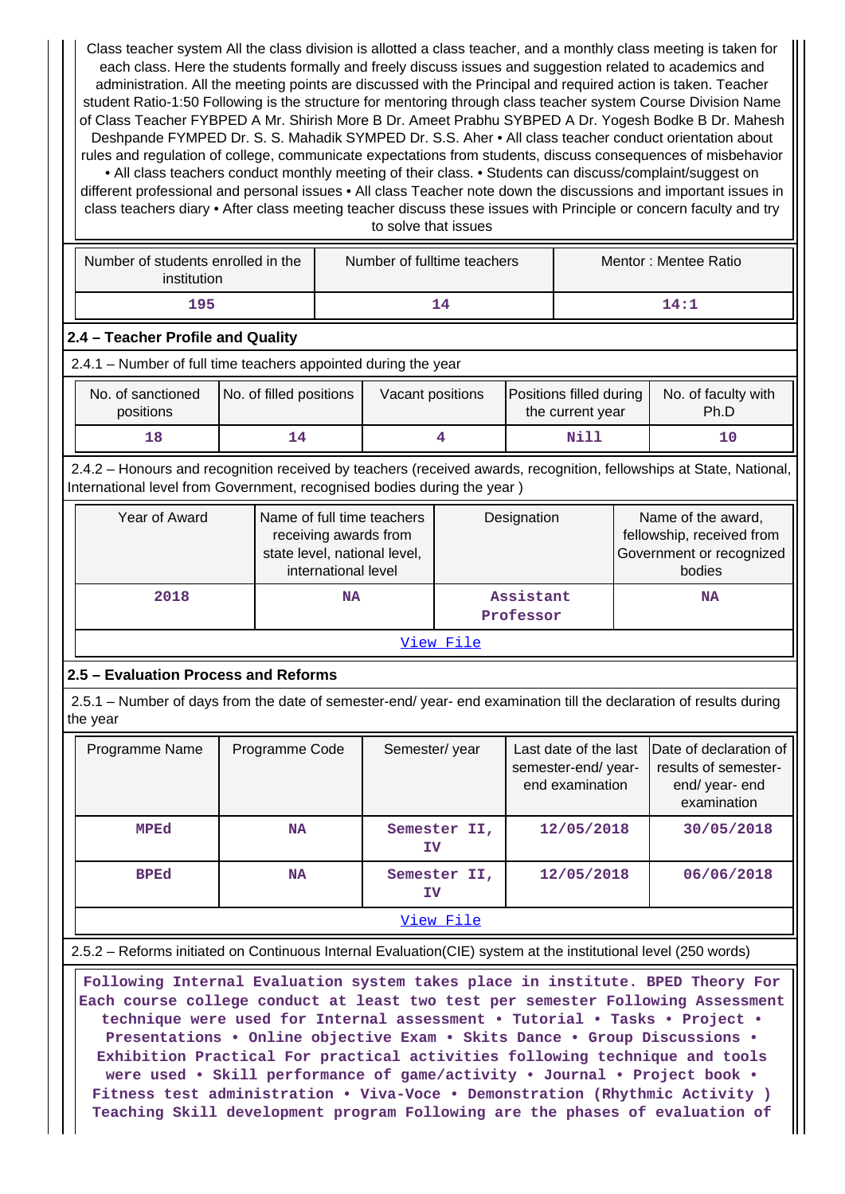Class teacher system All the class division is allotted a class teacher, and a monthly class meeting is taken for each class. Here the students formally and freely discuss issues and suggestion related to academics and administration. All the meeting points are discussed with the Principal and required action is taken. Teacher student Ratio-1:50 Following is the structure for mentoring through class teacher system Course Division Name of Class Teacher FYBPED A Mr. Shirish More B Dr. Ameet Prabhu SYBPED A Dr. Yogesh Bodke B Dr. Mahesh Deshpande FYMPED Dr. S. S. Mahadik SYMPED Dr. S.S. Aher • All class teacher conduct orientation about rules and regulation of college, communicate expectations from students, discuss consequences of misbehavior • All class teachers conduct monthly meeting of their class. • Students can discuss/complaint/suggest on different professional and personal issues • All class Teacher note down the discussions and important issues in class teachers diary • After class meeting teacher discuss these issues with Principle or concern faculty and try to solve that issues

| Number of students enrolled in the institution | Number of fulltime teachers | Mentor : Mentee Ratio |
|---|---|---|
| 195 | 14 | 14:1 |

## 2.4 – Teacher Profile and Quality

2.4.1 – Number of full time teachers appointed during the year

| No. of sanctioned positions | No. of filled positions | Vacant positions | Positions filled during the current year | No. of faculty with Ph.D |
|---|---|---|---|---|
| 18 | 14 | 4 | Nill | 10 |

2.4.2 – Honours and recognition received by teachers (received awards, recognition, fellowships at State, National, International level from Government, recognised bodies during the year )

| Year of Award | Name of full time teachers receiving awards from state level, national level, international level | Designation | Name of the award, fellowship, received from Government or recognized bodies |
|---|---|---|---|
| 2018 | NA | Assistant Professor | NA |

View File

## 2.5 – Evaluation Process and Reforms

2.5.1 – Number of days from the date of semester-end/ year- end examination till the declaration of results during the year

| Programme Name | Programme Code | Semester/ year | Last date of the last semester-end/ year- end examination | Date of declaration of results of semester-end/ year- end examination |
|---|---|---|---|---|
| MPEd | NA | Semester II, IV | 12/05/2018 | 30/05/2018 |
| BPEd | NA | Semester II, IV | 12/05/2018 | 06/06/2018 |

View File

2.5.2 – Reforms initiated on Continuous Internal Evaluation(CIE) system at the institutional level (250 words)

Following Internal Evaluation system takes place in institute. BPED Theory For Each course college conduct at least two test per semester Following Assessment technique were used for Internal assessment • Tutorial • Tasks • Project • Presentations • Online objective Exam • Skits Dance • Group Discussions • Exhibition Practical For practical activities following technique and tools were used • Skill performance of game/activity • Journal • Project book • Fitness test administration • Viva-Voce • Demonstration (Rhythmic Activity ) Teaching Skill development program Following are the phases of evaluation of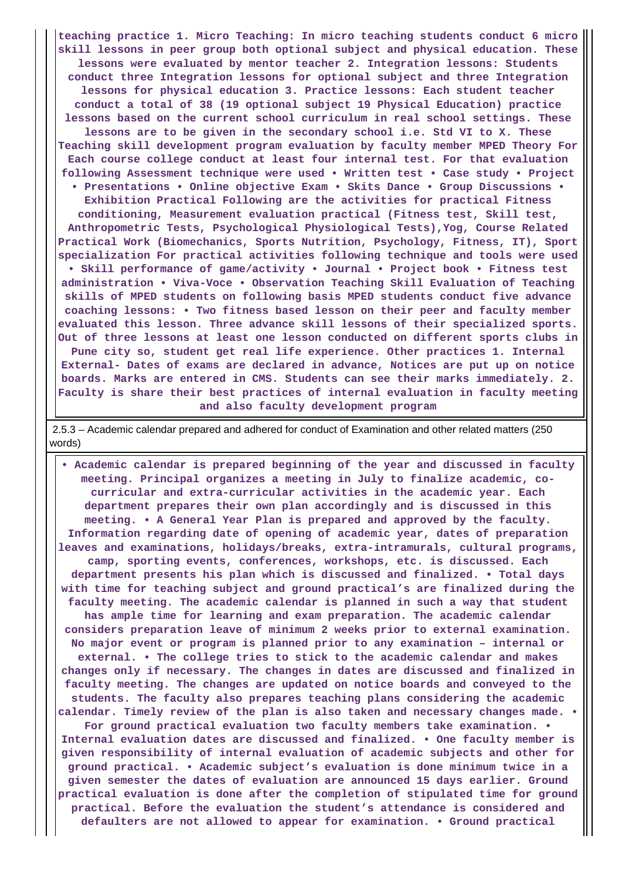**teaching practice 1. Micro Teaching: In micro teaching students conduct 6 micro skill lessons in peer group both optional subject and physical education. These lessons were evaluated by mentor teacher 2. Integration lessons: Students conduct three Integration lessons for optional subject and three Integration lessons for physical education 3. Practice lessons: Each student teacher conduct a total of 38 (19 optional subject 19 Physical Education) practice lessons based on the current school curriculum in real school settings. These lessons are to be given in the secondary school i.e. Std VI to X. These Teaching skill development program evaluation by faculty member MPED Theory For Each course college conduct at least four internal test. For that evaluation following Assessment technique were used • Written test • Case study • Project • Presentations • Online objective Exam • Skits Dance • Group Discussions • Exhibition Practical Following are the activities for practical Fitness conditioning, Measurement evaluation practical (Fitness test, Skill test, Anthropometric Tests, Psychological Physiological Tests),Yog, Course Related Practical Work (Biomechanics, Sports Nutrition, Psychology, Fitness, IT), Sport specialization For practical activities following technique and tools were used • Skill performance of game/activity • Journal • Project book • Fitness test administration • Viva-Voce • Observation Teaching Skill Evaluation of Teaching skills of MPED students on following basis MPED students conduct five advance coaching lessons: • Two fitness based lesson on their peer and faculty member evaluated this lesson. Three advance skill lessons of their specialized sports. Out of three lessons at least one lesson conducted on different sports clubs in Pune city so, student get real life experience. Other practices 1. Internal External- Dates of exams are declared in advance, Notices are put up on notice boards. Marks are entered in CMS. Students can see their marks immediately. 2. Faculty is share their best practices of internal evaluation in faculty meeting and also faculty development program**

2.5.3 – Academic calendar prepared and adhered for conduct of Examination and other related matters (250 words)

**• Academic calendar is prepared beginning of the year and discussed in faculty meeting. Principal organizes a meeting in July to finalize academic, co-curricular and extra-curricular activities in the academic year. Each department prepares their own plan accordingly and is discussed in this meeting. • A General Year Plan is prepared and approved by the faculty. Information regarding date of opening of academic year, dates of preparation leaves and examinations, holidays/breaks, extra-intramurals, cultural programs, camp, sporting events, conferences, workshops, etc. is discussed. Each department presents his plan which is discussed and finalized. • Total days with time for teaching subject and ground practical's are finalized during the faculty meeting. The academic calendar is planned in such a way that student has ample time for learning and exam preparation. The academic calendar considers preparation leave of minimum 2 weeks prior to external examination. No major event or program is planned prior to any examination – internal or external. • The college tries to stick to the academic calendar and makes changes only if necessary. The changes in dates are discussed and finalized in faculty meeting. The changes are updated on notice boards and conveyed to the students. The faculty also prepares teaching plans considering the academic calendar. Timely review of the plan is also taken and necessary changes made. • For ground practical evaluation two faculty members take examination. • Internal evaluation dates are discussed and finalized. • One faculty member is given responsibility of internal evaluation of academic subjects and other for ground practical. • Academic subject's evaluation is done minimum twice in a given semester the dates of evaluation are announced 15 days earlier. Ground practical evaluation is done after the completion of stipulated time for ground practical. Before the evaluation the student's attendance is considered and defaulters are not allowed to appear for examination. • Ground practical**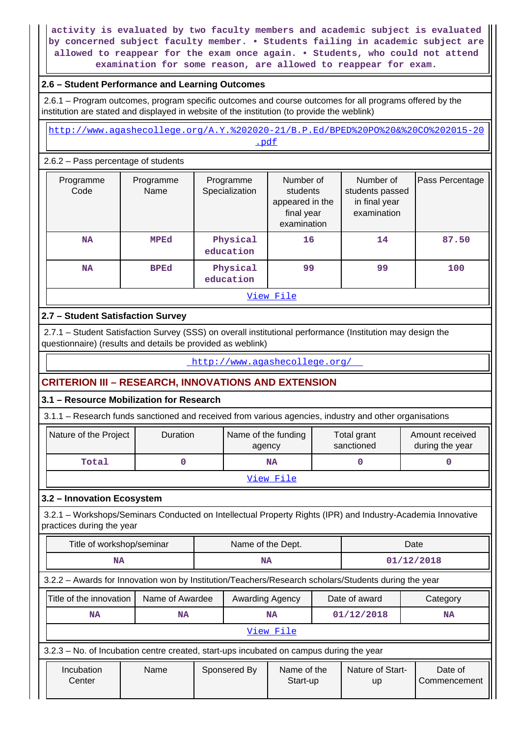activity is evaluated by two faculty members and academic subject is evaluated by concerned subject faculty member. • Students failing in academic subject are allowed to reappear for the exam once again. • Students, who could not attend examination for some reason, are allowed to reappear for exam.

### 2.6 – Student Performance and Learning Outcomes

2.6.1 – Program outcomes, program specific outcomes and course outcomes for all programs offered by the institution are stated and displayed in website of the institution (to provide the weblink)

http://www.agashecollege.org/A.Y.%202020-21/B.P.Ed/BPED%20PO%20&%20CO%202015-20.pdf

2.6.2 – Pass percentage of students

| Programme Code | Programme Name | Programme Specialization | Number of students appeared in the final year examination | Number of students passed in final year examination | Pass Percentage |
|---|---|---|---|---|---|
| NA | MPEd | Physical education | 16 | 14 | 87.50 |
| NA | BPEd | Physical education | 99 | 99 | 100 |

View File

### 2.7 – Student Satisfaction Survey

2.7.1 – Student Satisfaction Survey (SSS) on overall institutional performance (Institution may design the questionnaire) (results and details be provided as weblink)

http://www.agashecollege.org/

## CRITERION III – RESEARCH, INNOVATIONS AND EXTENSION

### 3.1 – Resource Mobilization for Research

3.1.1 – Research funds sanctioned and received from various agencies, industry and other organisations

| Nature of the Project | Duration | Name of the funding agency | Total grant sanctioned | Amount received during the year |
|---|---|---|---|---|
| Total | 0 | NA | 0 | 0 |

View File

### 3.2 – Innovation Ecosystem

3.2.1 – Workshops/Seminars Conducted on Intellectual Property Rights (IPR) and Industry-Academia Innovative practices during the year

| Title of workshop/seminar | Name of the Dept. | Date |
|---|---|---|
| NA | NA | 01/12/2018 |

3.2.2 – Awards for Innovation won by Institution/Teachers/Research scholars/Students during the year

| Title of the innovation | Name of Awardee | Awarding Agency | Date of award | Category |
|---|---|---|---|---|
| NA | NA | NA | 01/12/2018 | NA |

View File

3.2.3 – No. of Incubation centre created, start-ups incubated on campus during the year

| Incubation Center | Name | Sponsered By | Name of the Start-up | Nature of Start-up | Date of Commencement |
|---|---|---|---|---|---|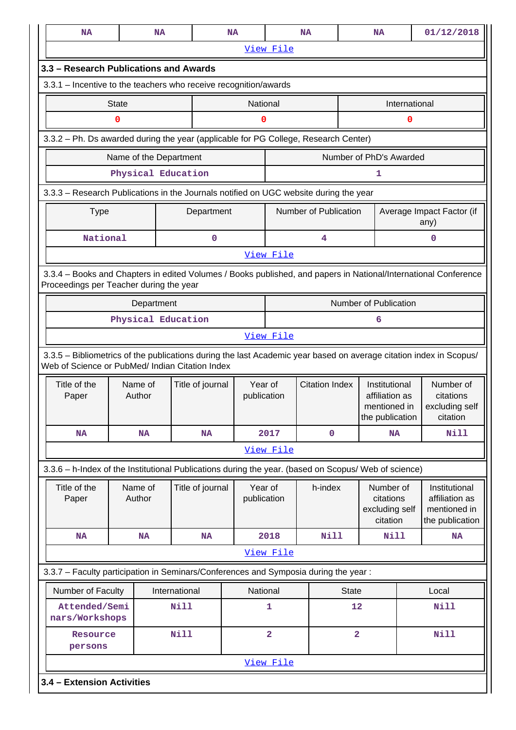| | | | | | |
|---|---|---|---|---|---|
| NA | NA | NA | NA | NA | 01/12/2018 |
| View File | | | | | |

### 3.3 – Research Publications and Awards

3.3.1 – Incentive to the teachers who receive recognition/awards

| State | National | International |
|---|---|---|
| 0 | 0 | 0 |

3.3.2 – Ph. Ds awarded during the year (applicable for PG College, Research Center)

| Name of the Department | Number of PhD's Awarded |
|---|---|
| Physical Education | 1 |

3.3.3 – Research Publications in the Journals notified on UGC website during the year

| Type | Department | Number of Publication | Average Impact Factor (if any) |
|---|---|---|---|
| National | 0 | 4 | 0 |
| View File | | | |

3.3.4 – Books and Chapters in edited Volumes / Books published, and papers in National/International Conference Proceedings per Teacher during the year

| Department | Number of Publication |
|---|---|
| Physical Education | 6 |
| View File | |

3.3.5 – Bibliometrics of the publications during the last Academic year based on average citation index in Scopus/ Web of Science or PubMed/ Indian Citation Index

| Title of the Paper | Name of Author | Title of journal | Year of publication | Citation Index | Institutional affiliation as mentioned in the publication | Number of citations excluding self citation |
|---|---|---|---|---|---|---|
| NA | NA | NA | 2017 | 0 | NA | Nill |
| View File | | | | | | |

3.3.6 – h-Index of the Institutional Publications during the year. (based on Scopus/ Web of science)

| Title of the Paper | Name of Author | Title of journal | Year of publication | h-index | Number of citations excluding self citation | Institutional affiliation as mentioned in the publication |
|---|---|---|---|---|---|---|
| NA | NA | NA | 2018 | Nill | Nill | NA |
| View File | | | | | | |

3.3.7 – Faculty participation in Seminars/Conferences and Symposia during the year :

| Number of Faculty | International | National | State | Local |
|---|---|---|---|---|
| Attended/Seminars/Workshops | Nill | 1 | 12 | Nill |
| Resource persons | Nill | 2 | 2 | Nill |
| View File | | | | |

### 3.4 – Extension Activities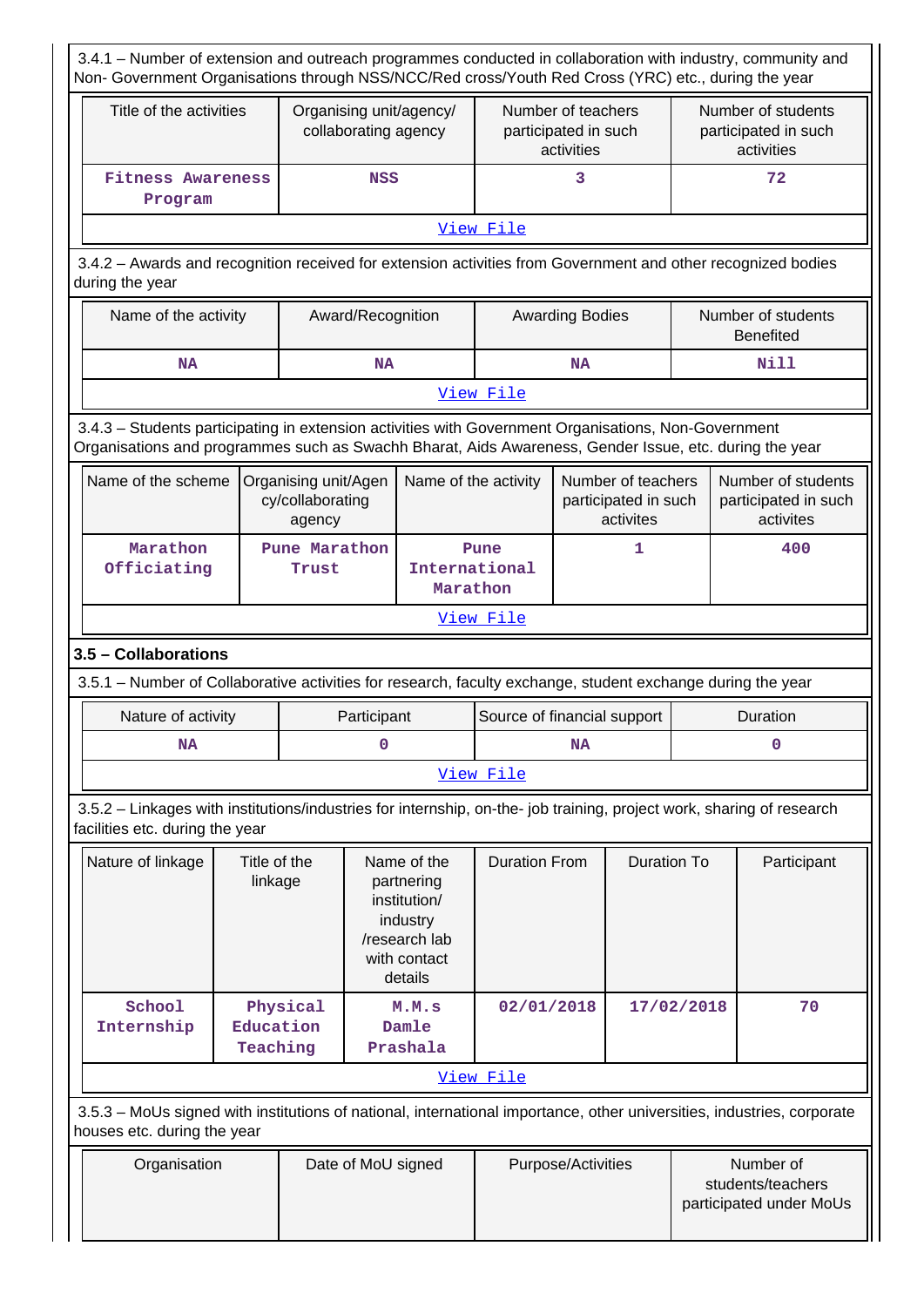3.4.1 – Number of extension and outreach programmes conducted in collaboration with industry, community and Non- Government Organisations through NSS/NCC/Red cross/Youth Red Cross (YRC) etc., during the year

| Title of the activities | Organising unit/agency/ collaborating agency | Number of teachers participated in such activities | Number of students participated in such activities |
|---|---|---|---|
| Fitness Awareness Program | NSS | 3 | 72 |

View File

3.4.2 – Awards and recognition received for extension activities from Government and other recognized bodies during the year

| Name of the activity | Award/Recognition | Awarding Bodies | Number of students Benefited |
|---|---|---|---|
| NA | NA | NA | Nill |

View File

3.4.3 – Students participating in extension activities with Government Organisations, Non-Government Organisations and programmes such as Swachh Bharat, Aids Awareness, Gender Issue, etc. during the year

| Name of the scheme | Organising unit/Agency/collaborating agency | Name of the activity | Number of teachers participated in such activites | Number of students participated in such activites |
|---|---|---|---|---|
| Marathon Officiating | Pune Marathon Trust | Pune International Marathon | 1 | 400 |

View File

## 3.5 – Collaborations

3.5.1 – Number of Collaborative activities for research, faculty exchange, student exchange during the year

| Nature of activity | Participant | Source of financial support | Duration |
|---|---|---|---|
| NA | 0 | NA | 0 |

View File

3.5.2 – Linkages with institutions/industries for internship, on-the- job training, project work, sharing of research facilities etc. during the year

| Nature of linkage | Title of the linkage | Name of the partnering institution/ industry /research lab with contact details | Duration From | Duration To | Participant |
|---|---|---|---|---|---|
| School Internship | Physical Education Teaching | M.M.s Damle Prashala | 02/01/2018 | 17/02/2018 | 70 |

View File

3.5.3 – MoUs signed with institutions of national, international importance, other universities, industries, corporate houses etc. during the year

| Organisation | Date of MoU signed | Purpose/Activities | Number of students/teachers participated under MoUs |
|---|---|---|---|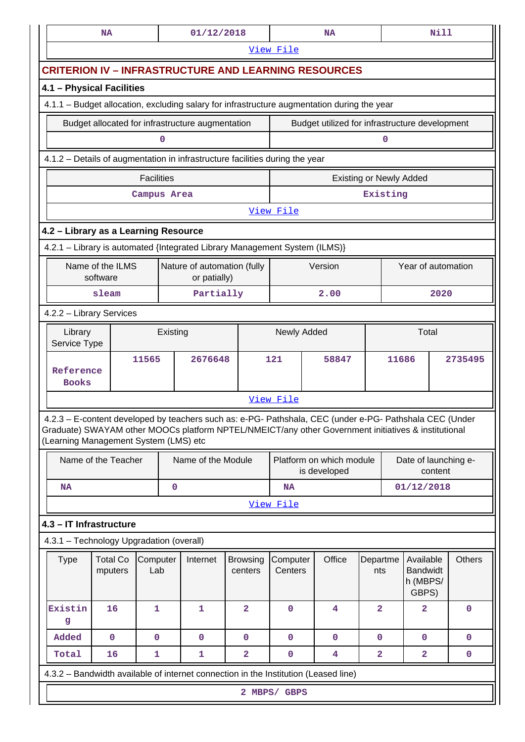| | | | |
|---|---|---|---|
| NA | 01/12/2018 | NA | Nill |

View File

## CRITERION IV – INFRASTRUCTURE AND LEARNING RESOURCES

### 4.1 – Physical Facilities

4.1.1 – Budget allocation, excluding salary for infrastructure augmentation during the year

| Budget allocated for infrastructure augmentation | Budget utilized for infrastructure development |
|---|---|
| 0 | 0 |

4.1.2 – Details of augmentation in infrastructure facilities during the year

| Facilities | Existing or Newly Added |
|---|---|
| Campus Area | Existing |

View File

### 4.2 – Library as a Learning Resource

4.2.1 – Library is automated {Integrated Library Management System (ILMS)}

| Name of the ILMS software | Nature of automation (fully or patially) | Version | Year of automation |
|---|---|---|---|
| sleam | Partially | 2.00 | 2020 |

4.2.2 – Library Services

| Library Service Type | Existing | | Newly Added | | Total | |
|---|---|---|---|---|---|---|
| Reference Books | 11565 | 2676648 | 121 | 58847 | 11686 | 2735495 |

View File

4.2.3 – E-content developed by teachers such as: e-PG- Pathshala, CEC (under e-PG- Pathshala CEC (Under Graduate) SWAYAM other MOOCs platform NPTEL/NMEICT/any other Government initiatives & institutional (Learning Management System (LMS) etc

| Name of the Teacher | Name of the Module | Platform on which module is developed | Date of launching e-content |
|---|---|---|---|
| NA | 0 | NA | 01/12/2018 |

View File

### 4.3 – IT Infrastructure

4.3.1 – Technology Upgradation (overall)

| Type | Total Computers | Computer Lab | Internet | Browsing centers | Computer Centers | Office | Departments | Available Bandwidth (MBPS/ GBPS) | Others |
|---|---|---|---|---|---|---|---|---|---|
| Existing | 16 | 1 | 1 | 2 | 0 | 4 | 2 | 2 | 0 |
| Added | 0 | 0 | 0 | 0 | 0 | 0 | 0 | 0 | 0 |
| Total | 16 | 1 | 1 | 2 | 0 | 4 | 2 | 2 | 0 |

4.3.2 – Bandwidth available of internet connection in the Institution (Leased line)

2 MBPS/ GBPS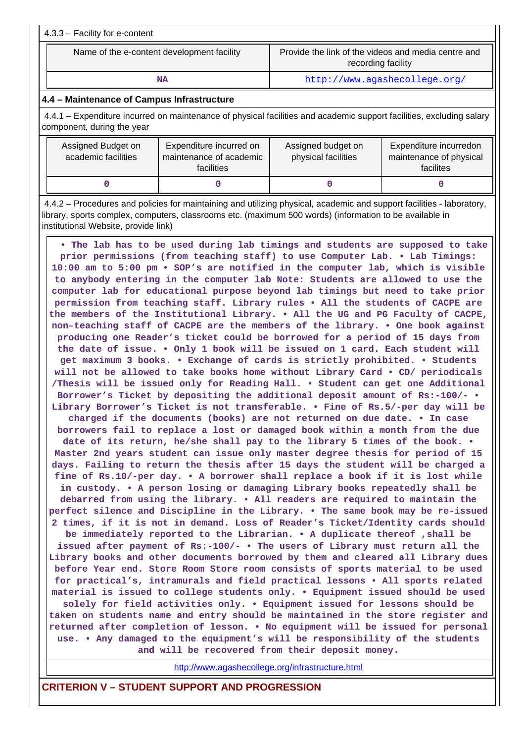4.3.3 – Facility for e-content

| Name of the e-content development facility | Provide the link of the videos and media centre and recording facility |
|---|---|
| NA | http://www.agashecollege.org/ |

### 4.4 – Maintenance of Campus Infrastructure

4.4.1 – Expenditure incurred on maintenance of physical facilities and academic support facilities, excluding salary component, during the year

| Assigned Budget on academic facilities | Expenditure incurred on maintenance of academic facilities | Assigned budget on physical facilities | Expenditure incurredon maintenance of physical facilites |
|---|---|---|---|
| 0 | 0 | 0 | 0 |

4.4.2 – Procedures and policies for maintaining and utilizing physical, academic and support facilities - laboratory, library, sports complex, computers, classrooms etc. (maximum 500 words) (information to be available in institutional Website, provide link)

**• The lab has to be used during lab timings and students are supposed to take prior permissions (from teaching staff) to use Computer Lab. • Lab Timings: 10:00 am to 5:00 pm • SOP's are notified in the computer lab, which is visible to anybody entering in the computer lab Note: Students are allowed to use the computer lab for educational purpose beyond lab timings but need to take prior permission from teaching staff. Library rules • All the students of CACPE are the members of the Institutional Library. • All the UG and PG Faculty of CACPE, non–teaching staff of CACPE are the members of the library. • One book against producing one Reader's ticket could be borrowed for a period of 15 days from the date of issue. • Only 1 book will be issued on 1 card. Each student will get maximum 3 books. • Exchange of cards is strictly prohibited. • Students will not be allowed to take books home without Library Card • CD/ periodicals /Thesis will be issued only for Reading Hall. • Student can get one Additional Borrower's Ticket by depositing the additional deposit amount of Rs:-100/- • Library Borrower's Ticket is not transferable. • Fine of Rs.5/-per day will be charged if the documents (books) are not returned on due date. • In case borrowers fail to replace a lost or damaged book within a month from the due date of its return, he/she shall pay to the library 5 times of the book. • Master 2nd years student can issue only master degree thesis for period of 15 days. Failing to return the thesis after 15 days the student will be charged a fine of Rs.10/-per day. • A borrower shall replace a book if it is lost while in custody. • A person losing or damaging Library books repeatedly shall be debarred from using the library. • All readers are required to maintain the perfect silence and Discipline in the Library. • The same book may be re-issued 2 times, if it is not in demand. Loss of Reader's Ticket/Identity cards should be immediately reported to the Librarian. • A duplicate thereof ,shall be issued after payment of Rs:-100/- • The users of Library must return all the Library books and other documents borrowed by them and cleared all Library dues before Year end. Store Room Store room consists of sports material to be used for practical's, intramurals and field practical lessons • All sports related material is issued to college students only. • Equipment issued should be used solely for field activities only. • Equipment issued for lessons should be taken on students name and entry should be maintained in the store register and returned after completion of lesson. • No equipment will be issued for personal use. • Any damaged to the equipment's will be responsibility of the students and will be recovered from their deposit money.**

http://www.agashecollege.org/infrastructure.html

## CRITERION V – STUDENT SUPPORT AND PROGRESSION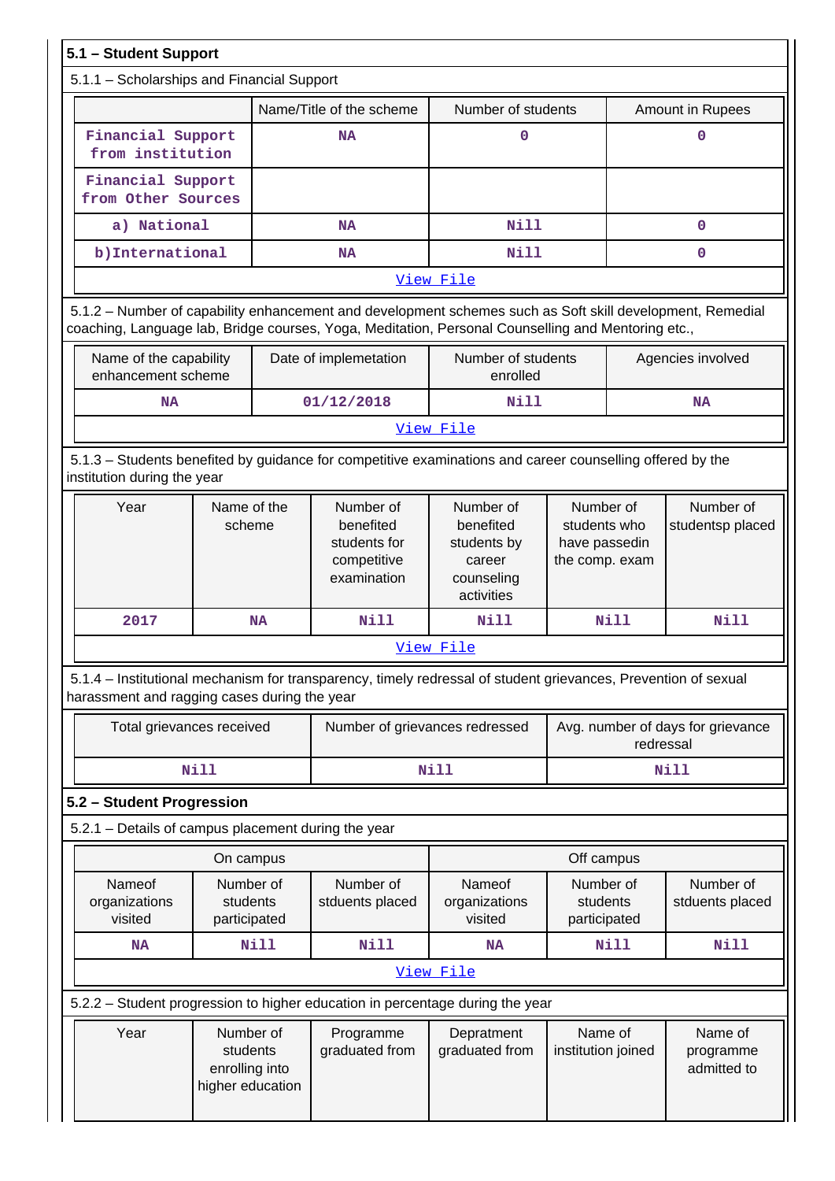## 5.1 – Student Support

5.1.1 – Scholarships and Financial Support

| | Name/Title of the scheme | Number of students | Amount in Rupees |
|---|---|---|---|
| Financial Support from institution | NA | 0 | 0 |
| Financial Support from Other Sources | | | |
| a) National | NA | Nill | 0 |
| b)International | NA | Nill | 0 |

View File

5.1.2 – Number of capability enhancement and development schemes such as Soft skill development, Remedial coaching, Language lab, Bridge courses, Yoga, Meditation, Personal Counselling and Mentoring etc.,

| Name of the capability enhancement scheme | Date of implemetation | Number of students enrolled | Agencies involved |
|---|---|---|---|
| NA | 01/12/2018 | Nill | NA |

View File

5.1.3 – Students benefited by guidance for competitive examinations and career counselling offered by the institution during the year

| Year | Name of the scheme | Number of benefited students for competitive examination | Number of benefited students by career counseling activities | Number of students who have passedin the comp. exam | Number of studentsp placed |
|---|---|---|---|---|---|
| 2017 | NA | Nill | Nill | Nill | Nill |

View File

5.1.4 – Institutional mechanism for transparency, timely redressal of student grievances, Prevention of sexual harassment and ragging cases during the year

| Total grievances received | Number of grievances redressed | Avg. number of days for grievance redressal |
|---|---|---|
| Nill | Nill | Nill |

## 5.2 – Student Progression

5.2.1 – Details of campus placement during the year

| On campus | | | Off campus | | |
|---|---|---|---|---|---|
| Nameof organizations visited | Number of students participated | Number of stduents placed | Nameof organizations visited | Number of students participated | Number of stduents placed |
| NA | Nill | Nill | NA | Nill | Nill |

View File

5.2.2 – Student progression to higher education in percentage during the year

| Year | Number of students enrolling into higher education | Programme graduated from | Depratment graduated from | Name of institution joined | Name of programme admitted to |
|---|---|---|---|---|---|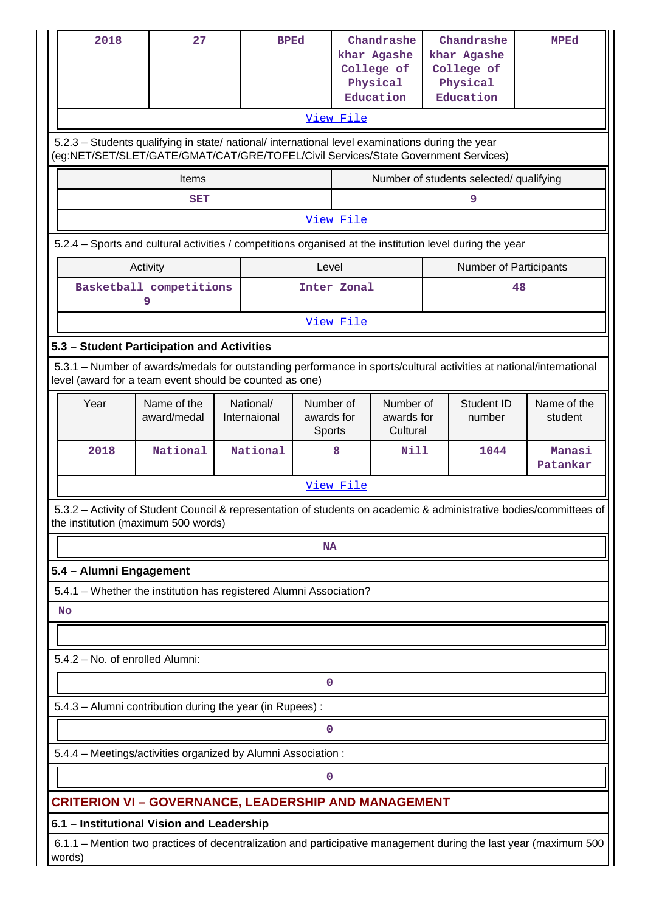| | | | | | |
|---|---|---|---|---|---|
| 2018 | 27 | BPEd | Chandrashekhar Agashe College of Physical Education | Chandrashekhar Agashe College of Physical Education | MPEd |

View File

5.2.3 – Students qualifying in state/ national/ international level examinations during the year (eg:NET/SET/SLET/GATE/GMAT/CAT/GRE/TOFEL/Civil Services/State Government Services)

| Items | Number of students selected/ qualifying |
|---|---|
| SET | 9 |

View File

5.2.4 – Sports and cultural activities / competitions organised at the institution level during the year

| Activity | Level | Number of Participants |
|---|---|---|
| Basketball competitions 9 | Inter Zonal | 48 |

View File

### 5.3 – Student Participation and Activities

5.3.1 – Number of awards/medals for outstanding performance in sports/cultural activities at national/international level (award for a team event should be counted as one)

| Year | Name of the award/medal | National/ Internaional | Number of awards for Sports | Number of awards for Cultural | Student ID number | Name of the student |
|---|---|---|---|---|---|---|
| 2018 | National | National | 8 | Nill | 1044 | Manasi Patankar |

View File

5.3.2 – Activity of Student Council & representation of students on academic & administrative bodies/committees of the institution (maximum 500 words)

NA

### 5.4 – Alumni Engagement

5.4.1 – Whether the institution has registered Alumni Association?

No

5.4.2 – No. of enrolled Alumni:

0

5.4.3 – Alumni contribution during the year (in Rupees) :

0

5.4.4 – Meetings/activities organized by Alumni Association :

0

## CRITERION VI – GOVERNANCE, LEADERSHIP AND MANAGEMENT

### 6.1 – Institutional Vision and Leadership

6.1.1 – Mention two practices of decentralization and participative management during the last year (maximum 500 words)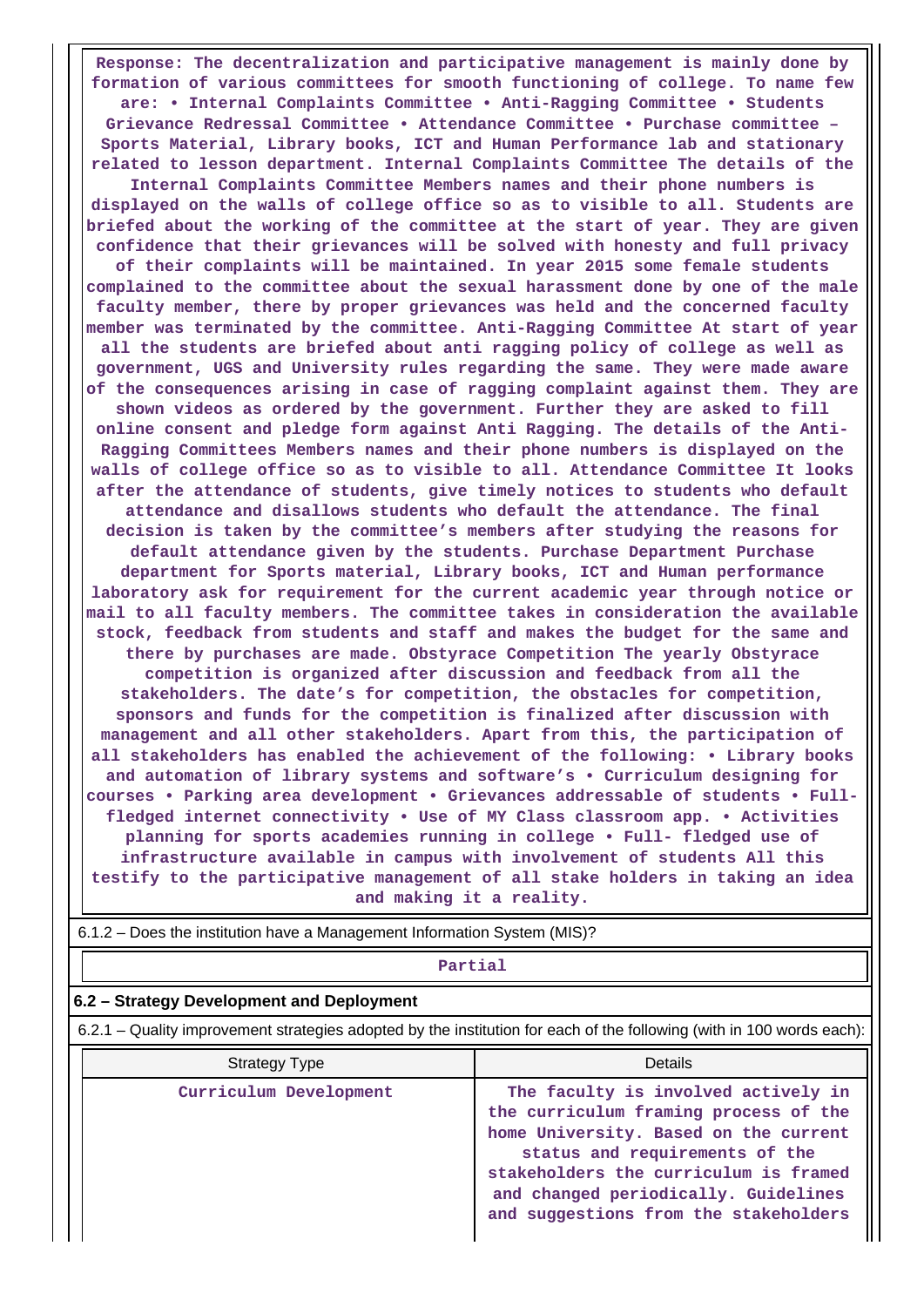Response: The decentralization and participative management is mainly done by formation of various committees for smooth functioning of college. To name few are: • Internal Complaints Committee • Anti-Ragging Committee • Students Grievance Redressal Committee • Attendance Committee • Purchase committee – Sports Material, Library books, ICT and Human Performance lab and stationary related to lesson department. Internal Complaints Committee The details of the Internal Complaints Committee Members names and their phone numbers is displayed on the walls of college office so as to visible to all. Students are briefed about the working of the committee at the start of year. They are given confidence that their grievances will be solved with honesty and full privacy of their complaints will be maintained. In year 2015 some female students complained to the committee about the sexual harassment done by one of the male faculty member, there by proper grievances was held and the concerned faculty member was terminated by the committee. Anti-Ragging Committee At start of year all the students are briefed about anti ragging policy of college as well as government, UGS and University rules regarding the same. They were made aware of the consequences arising in case of ragging complaint against them. They are shown videos as ordered by the government. Further they are asked to fill online consent and pledge form against Anti Ragging. The details of the Anti-Ragging Committees Members names and their phone numbers is displayed on the walls of college office so as to visible to all. Attendance Committee It looks after the attendance of students, give timely notices to students who default attendance and disallows students who default the attendance. The final decision is taken by the committee's members after studying the reasons for default attendance given by the students. Purchase Department Purchase department for Sports material, Library books, ICT and Human performance laboratory ask for requirement for the current academic year through notice or mail to all faculty members. The committee takes in consideration the available stock, feedback from students and staff and makes the budget for the same and there by purchases are made. Obstyrace Competition The yearly Obstyrace competition is organized after discussion and feedback from all the stakeholders. The date's for competition, the obstacles for competition, sponsors and funds for the competition is finalized after discussion with management and all other stakeholders. Apart from this, the participation of all stakeholders has enabled the achievement of the following: • Library books and automation of library systems and software's • Curriculum designing for courses • Parking area development • Grievances addressable of students • Full-fledged internet connectivity • Use of MY Class classroom app. • Activities planning for sports academies running in college • Full- fledged use of infrastructure available in campus with involvement of students All this testify to the participative management of all stake holders in taking an idea and making it a reality.

6.1.2 – Does the institution have a Management Information System (MIS)?

Partial

## 6.2 – Strategy Development and Deployment

6.2.1 – Quality improvement strategies adopted by the institution for each of the following (with in 100 words each):

| Strategy Type | Details |
|---|---|
| Curriculum Development | The faculty is involved actively in the curriculum framing process of the home University. Based on the current status and requirements of the stakeholders the curriculum is framed and changed periodically. Guidelines and suggestions from the stakeholders |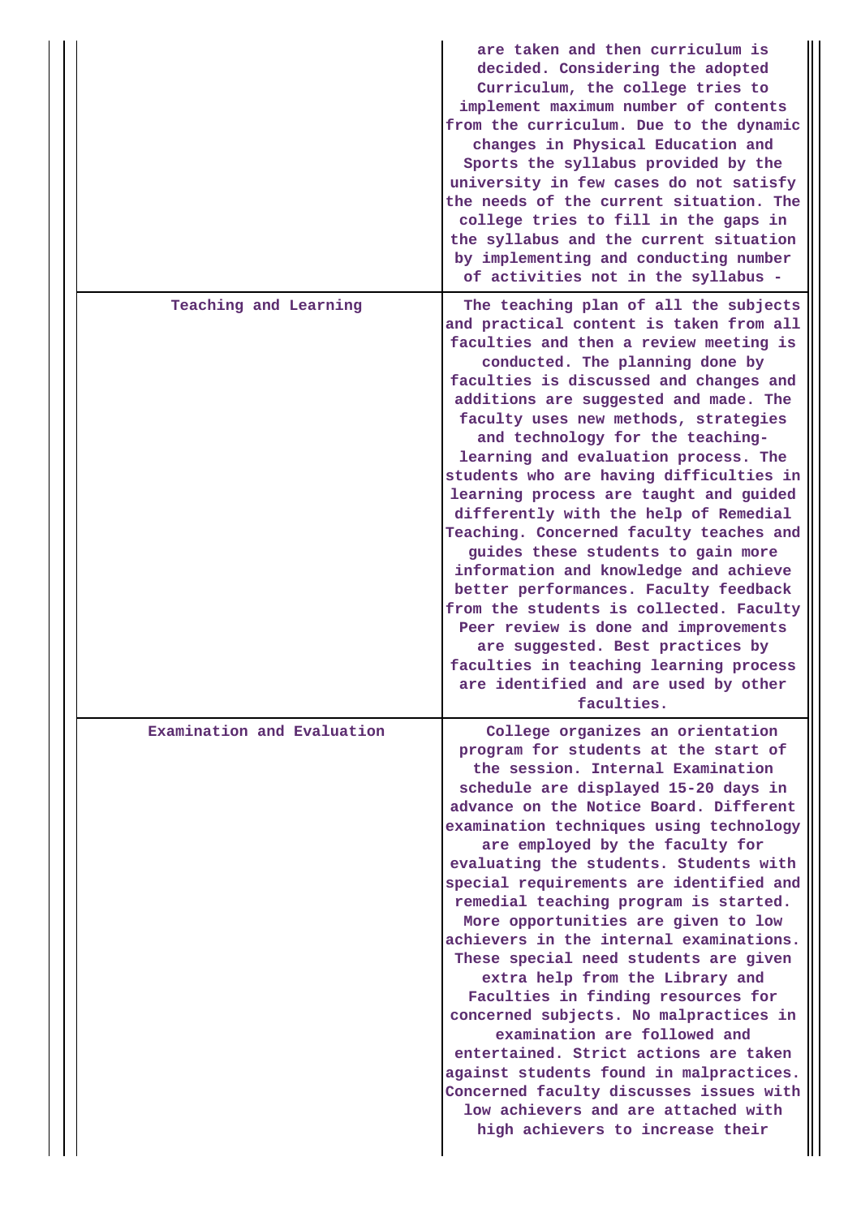| | |
|---|---|
| | are taken and then curriculum is decided. Considering the adopted Curriculum, the college tries to implement maximum number of contents from the curriculum. Due to the dynamic changes in Physical Education and Sports the syllabus provided by the university in few cases do not satisfy the needs of the current situation. The college tries to fill in the gaps in the syllabus and the current situation by implementing and conducting number of activities not in the syllabus - |
| Teaching and Learning | The teaching plan of all the subjects and practical content is taken from all faculties and then a review meeting is conducted. The planning done by faculties is discussed and changes and additions are suggested and made. The faculty uses new methods, strategies and technology for the teaching-learning and evaluation process. The students who are having difficulties in learning process are taught and guided differently with the help of Remedial Teaching. Concerned faculty teaches and guides these students to gain more information and knowledge and achieve better performances. Faculty feedback from the students is collected. Faculty Peer review is done and improvements are suggested. Best practices by faculties in teaching learning process are identified and are used by other faculties. |
| Examination and Evaluation | College organizes an orientation program for students at the start of the session. Internal Examination schedule are displayed 15-20 days in advance on the Notice Board. Different examination techniques using technology are employed by the faculty for evaluating the students. Students with special requirements are identified and remedial teaching program is started. More opportunities are given to low achievers in the internal examinations. These special need students are given extra help from the Library and Faculties in finding resources for concerned subjects. No malpractices in examination are followed and entertained. Strict actions are taken against students found in malpractices. Concerned faculty discusses issues with low achievers and are attached with high achievers to increase their |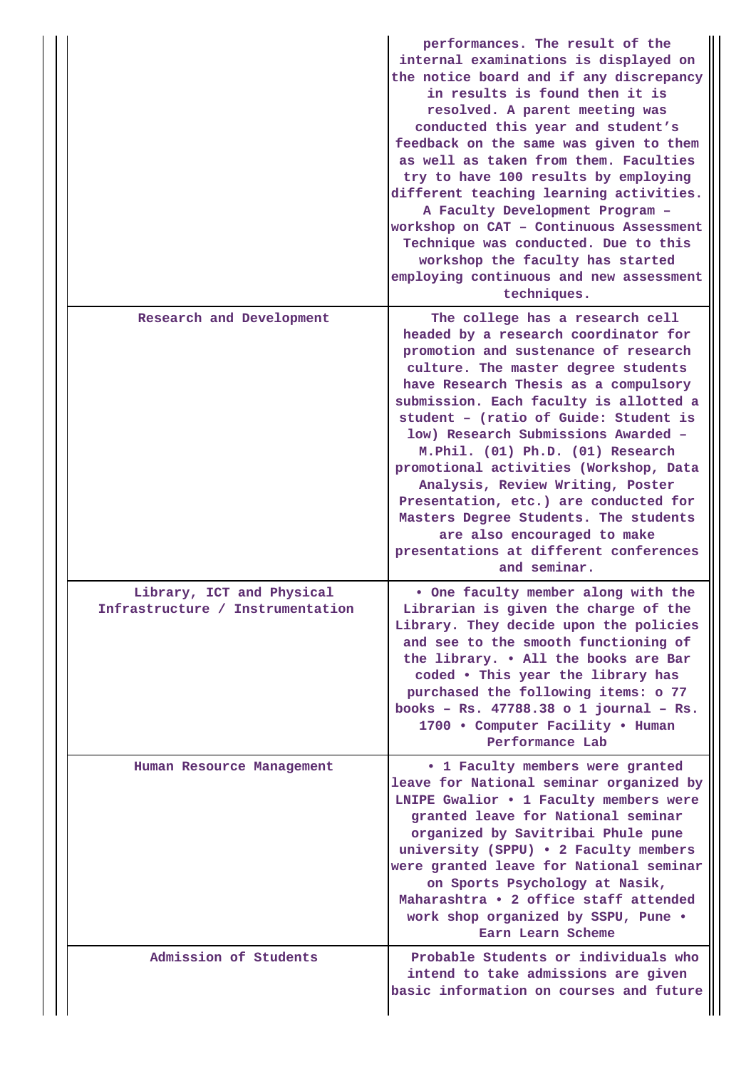| | |
|---|---|
| | performances. The result of the internal examinations is displayed on the notice board and if any discrepancy in results is found then it is resolved. A parent meeting was conducted this year and student's feedback on the same was given to them as well as taken from them. Faculties try to have 100 results by employing different teaching learning activities. A Faculty Development Program – workshop on CAT – Continuous Assessment Technique was conducted. Due to this workshop the faculty has started employing continuous and new assessment techniques. |
| Research and Development | The college has a research cell headed by a research coordinator for promotion and sustenance of research culture. The master degree students have Research Thesis as a compulsory submission. Each faculty is allotted a student – (ratio of Guide: Student is low) Research Submissions Awarded – M.Phil. (01) Ph.D. (01) Research promotional activities (Workshop, Data Analysis, Review Writing, Poster Presentation, etc.) are conducted for Masters Degree Students. The students are also encouraged to make presentations at different conferences and seminar. |
| Library, ICT and Physical Infrastructure / Instrumentation | • One faculty member along with the Librarian is given the charge of the Library. They decide upon the policies and see to the smooth functioning of the library. • All the books are Bar coded • This year the library has purchased the following items: o 77 books – Rs. 47788.38 o 1 journal – Rs. 1700 • Computer Facility • Human Performance Lab |
| Human Resource Management | • 1 Faculty members were granted leave for National seminar organized by LNIPE Gwalior • 1 Faculty members were granted leave for National seminar organized by Savitribai Phule pune university (SPPU) • 2 Faculty members were granted leave for National seminar on Sports Psychology at Nasik, Maharashtra • 2 office staff attended work shop organized by SSPU, Pune • Earn Learn Scheme |
| Admission of Students | Probable Students or individuals who intend to take admissions are given basic information on courses and future |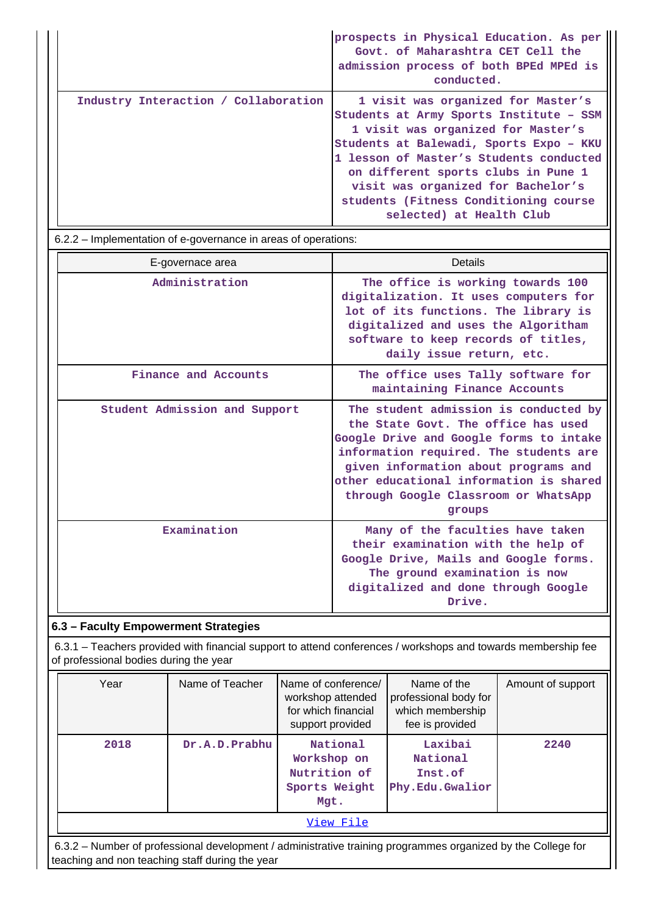| | |
|---|---|
| | prospects in Physical Education. As per Govt. of Maharashtra CET Cell the admission process of both BPEd MPEd is conducted. |
| Industry Interaction / Collaboration | 1 visit was organized for Master's Students at Army Sports Institute – SSM 1 visit was organized for Master's Students at Balewadi, Sports Expo – KKU 1 lesson of Master's Students conducted on different sports clubs in Pune 1 visit was organized for Bachelor's students (Fitness Conditioning course selected) at Health Club |

6.2.2 – Implementation of e-governance in areas of operations:

| E-governace area | Details |
|---|---|
| Administration | The office is working towards 100 digitalization. It uses computers for lot of its functions. The library is digitalized and uses the Algoritham software to keep records of titles, daily issue return, etc. |
| Finance and Accounts | The office uses Tally software for maintaining Finance Accounts |
| Student Admission and Support | The student admission is conducted by the State Govt. The office has used Google Drive and Google forms to intake information required. The students are given information about programs and other educational information is shared through Google Classroom or WhatsApp groups |
| Examination | Many of the faculties have taken their examination with the help of Google Drive, Mails and Google forms. The ground examination is now digitalized and done through Google Drive. |

**6.3 – Faculty Empowerment Strategies**

6.3.1 – Teachers provided with financial support to attend conferences / workshops and towards membership fee of professional bodies during the year

| Year | Name of Teacher | Name of conference/ workshop attended for which financial support provided | Name of the professional body for which membership fee is provided | Amount of support |
|---|---|---|---|---|
| 2018 | Dr.A.D.Prabhu | National Workshop on Nutrition of Sports Weight Mgt. | Laxibai National Inst.of Phy.Edu.Gwalior | 2240 |
| View File | | | | |

6.3.2 – Number of professional development / administrative training programmes organized by the College for teaching and non teaching staff during the year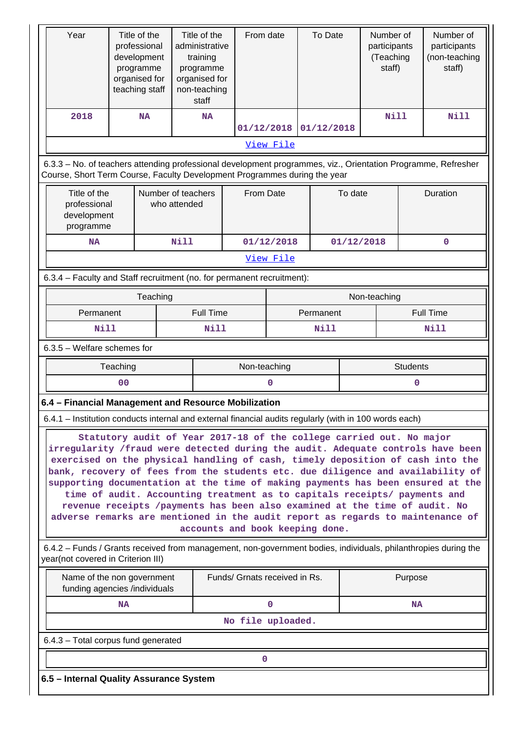| Year | Title of the professional development programme organised for teaching staff | Title of the administrative training programme organised for non-teaching staff | From date | To Date | Number of participants (Teaching staff) | Number of participants (non-teaching staff) |
|---|---|---|---|---|---|---|
| 2018 | NA | NA | 01/12/2018 | 01/12/2018 | Nill | Nill |
| View File | | | | | | |

6.3.3 – No. of teachers attending professional development programmes, viz., Orientation Programme, Refresher Course, Short Term Course, Faculty Development Programmes during the year

| Title of the professional development programme | Number of teachers who attended | From Date | To date | Duration |
|---|---|---|---|---|
| NA | Nill | 01/12/2018 | 01/12/2018 | 0 |
| View File | | | | |

6.3.4 – Faculty and Staff recruitment (no. for permanent recruitment):

| Teaching | | Non-teaching | |
|---|---|---|---|
| Permanent | Full Time | Permanent | Full Time |
| Nill | Nill | Nill | Nill |

6.3.5 – Welfare schemes for

| Teaching | Non-teaching | Students |
|---|---|---|
| 00 | 0 | 0 |

**6.4 – Financial Management and Resource Mobilization**

6.4.1 – Institution conducts internal and external financial audits regularly (with in 100 words each)

Statutory audit of Year 2017-18 of the college carried out. No major irregularity /fraud were detected during the audit. Adequate controls have been exercised on the physical handling of cash, timely deposition of cash into the bank, recovery of fees from the students etc. due diligence and availability of supporting documentation at the time of making payments has been ensured at the time of audit. Accounting treatment as to capitals receipts/ payments and revenue receipts /payments has been also examined at the time of audit. No adverse remarks are mentioned in the audit report as regards to maintenance of accounts and book keeping done.

6.4.2 – Funds / Grants received from management, non-government bodies, individuals, philanthropies during the year(not covered in Criterion III)

| Name of the non government funding agencies /individuals | Funds/ Grnats received in Rs. | Purpose |
|---|---|---|
| NA | 0 | NA |
| No file uploaded. | | |

6.4.3 – Total corpus fund generated

0

**6.5 – Internal Quality Assurance System**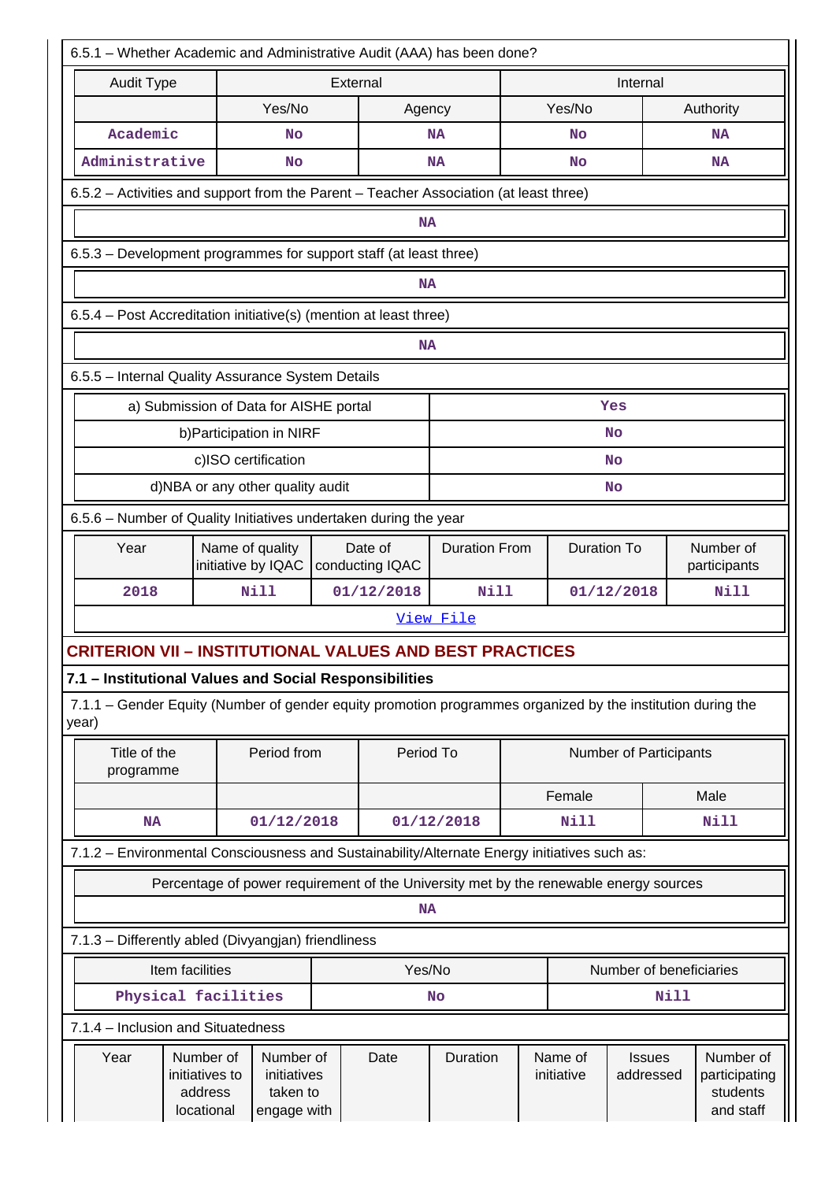6.5.1 – Whether Academic and Administrative Audit (AAA) has been done?

| Audit Type | External | | Internal | |
|---|---|---|---|---|
| | Yes/No | Agency | Yes/No | Authority |
| Academic | No | NA | No | NA |
| Administrative | No | NA | No | NA |

6.5.2 – Activities and support from the Parent – Teacher Association (at least three)

NA

6.5.3 – Development programmes for support staff (at least three)

NA

6.5.4 – Post Accreditation initiative(s) (mention at least three)

NA

6.5.5 – Internal Quality Assurance System Details

| | |
|---|---|
| a) Submission of Data for AISHE portal | Yes |
| b)Participation in NIRF | No |
| c)ISO certification | No |
| d)NBA or any other quality audit | No |

6.5.6 – Number of Quality Initiatives undertaken during the year

| Year | Name of quality initiative by IQAC | Date of conducting IQAC | Duration From | Duration To | Number of participants |
|---|---|---|---|---|---|
| 2018 | Nill | 01/12/2018 | Nill | 01/12/2018 | Nill |

View File

## CRITERION VII – INSTITUTIONAL VALUES AND BEST PRACTICES

### 7.1 – Institutional Values and Social Responsibilities

7.1.1 – Gender Equity (Number of gender equity promotion programmes organized by the institution during the year)

| Title of the programme | Period from | Period To | Number of Participants | |
|---|---|---|---|---|
| | | | Female | Male |
| NA | 01/12/2018 | 01/12/2018 | Nill | Nill |

7.1.2 – Environmental Consciousness and Sustainability/Alternate Energy initiatives such as:

| Percentage of power requirement of the University met by the renewable energy sources |
|---|
| NA |

7.1.3 – Differently abled (Divyangjan) friendliness

| Item facilities | Yes/No | Number of beneficiaries |
|---|---|---|
| Physical facilities | No | Nill |

7.1.4 – Inclusion and Situatedness

| Year | Number of initiatives to address locational | Number of initiatives taken to engage with | Date | Duration | Name of initiative | Issues addressed | Number of participating students and staff |
|---|---|---|---|---|---|---|---|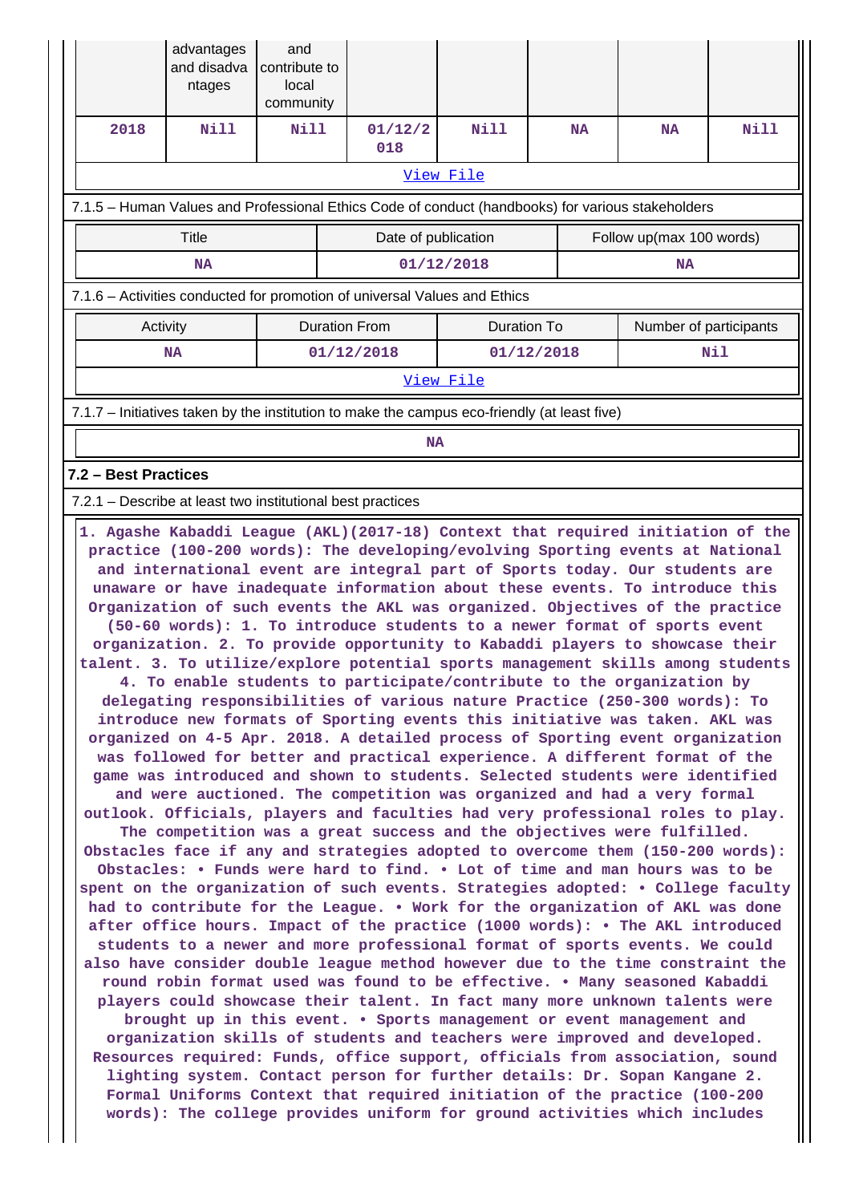| | | | | | | | |
|---|---|---|---|---|---|---|---|
| | advantages and disadvantages | and contribute to local community | | | | | |
| 2018 | Nill | Nill | 01/12/2018 | Nill | NA | NA | Nill |

View File

7.1.5 – Human Values and Professional Ethics Code of conduct (handbooks) for various stakeholders

| Title | Date of publication | Follow up(max 100 words) |
|---|---|---|
| NA | 01/12/2018 | NA |

7.1.6 – Activities conducted for promotion of universal Values and Ethics

| Activity | Duration From | Duration To | Number of participants |
|---|---|---|---|
| NA | 01/12/2018 | 01/12/2018 | Nil |

View File

7.1.7 – Initiatives taken by the institution to make the campus eco-friendly (at least five)

NA

**7.2 – Best Practices**

7.2.1 – Describe at least two institutional best practices

1. Agashe Kabaddi League (AKL)(2017-18) Context that required initiation of the practice (100-200 words): The developing/evolving Sporting events at National and international event are integral part of Sports today. Our students are unaware or have inadequate information about these events. To introduce this Organization of such events the AKL was organized. Objectives of the practice (50-60 words): 1. To introduce students to a newer format of sports event organization. 2. To provide opportunity to Kabaddi players to showcase their talent. 3. To utilize/explore potential sports management skills among students 4. To enable students to participate/contribute to the organization by delegating responsibilities of various nature Practice (250-300 words): To introduce new formats of Sporting events this initiative was taken. AKL was organized on 4-5 Apr. 2018. A detailed process of Sporting event organization was followed for better and practical experience. A different format of the game was introduced and shown to students. Selected students were identified and were auctioned. The competition was organized and had a very formal outlook. Officials, players and faculties had very professional roles to play. The competition was a great success and the objectives were fulfilled. Obstacles face if any and strategies adopted to overcome them (150-200 words): Obstacles: • Funds were hard to find. • Lot of time and man hours was to be spent on the organization of such events. Strategies adopted: • College faculty had to contribute for the League. • Work for the organization of AKL was done after office hours. Impact of the practice (1000 words): • The AKL introduced students to a newer and more professional format of sports events. We could also have consider double league method however due to the time constraint the round robin format used was found to be effective. • Many seasoned Kabaddi players could showcase their talent. In fact many more unknown talents were brought up in this event. • Sports management or event management and organization skills of students and teachers were improved and developed. Resources required: Funds, office support, officials from association, sound lighting system. Contact person for further details: Dr. Sopan Kangane 2. Formal Uniforms Context that required initiation of the practice (100-200 words): The college provides uniform for ground activities which includes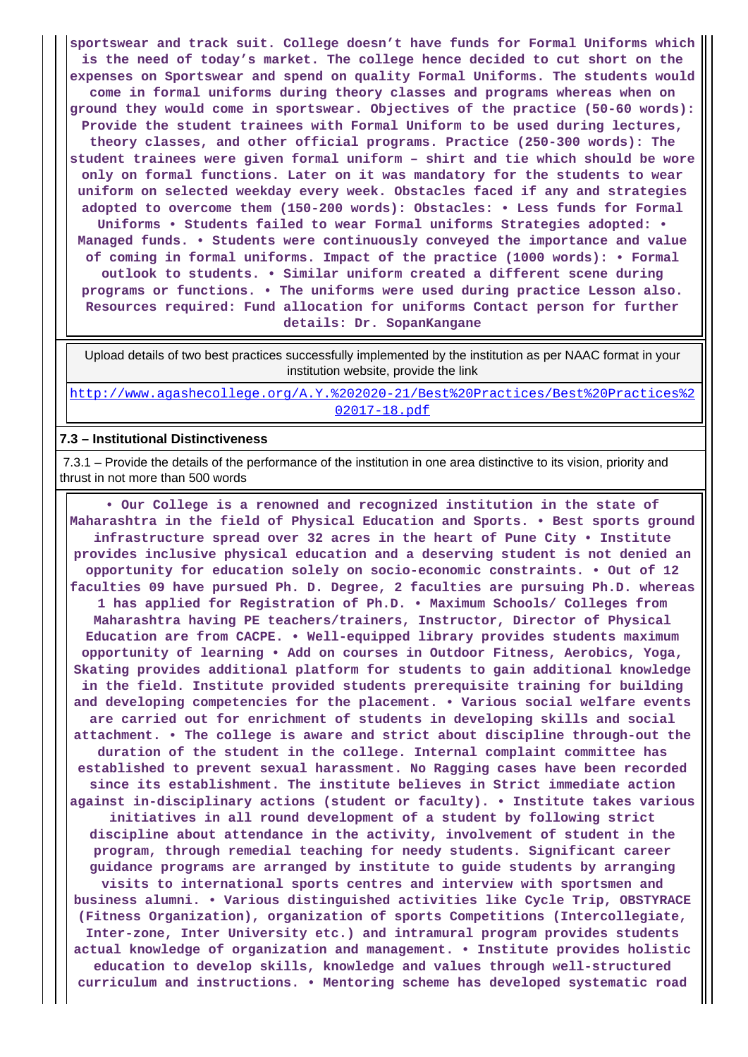sportswear and track suit. College doesn't have funds for Formal Uniforms which is the need of today's market. The college hence decided to cut short on the expenses on Sportswear and spend on quality Formal Uniforms. The students would come in formal uniforms during theory classes and programs whereas when on ground they would come in sportswear. Objectives of the practice (50-60 words): Provide the student trainees with Formal Uniform to be used during lectures, theory classes, and other official programs. Practice (250-300 words): The student trainees were given formal uniform – shirt and tie which should be wore only on formal functions. Later on it was mandatory for the students to wear uniform on selected weekday every week. Obstacles faced if any and strategies adopted to overcome them (150-200 words): Obstacles: • Less funds for Formal Uniforms • Students failed to wear Formal uniforms Strategies adopted: • Managed funds. • Students were continuously conveyed the importance and value of coming in formal uniforms. Impact of the practice (1000 words): • Formal outlook to students. • Similar uniform created a different scene during programs or functions. • The uniforms were used during practice Lesson also. Resources required: Fund allocation for uniforms Contact person for further details: Dr. SopanKangane

| Upload details of two best practices successfully implemented by the institution as per NAAC format in your institution website, provide the link |
|---|
| http://www.agashecollege.org/A.Y.%202020-21/Best%20Practices/Best%20Practices%202017-18.pdf |

**7.3 – Institutional Distinctiveness**

7.3.1 – Provide the details of the performance of the institution in one area distinctive to its vision, priority and thrust in not more than 500 words

• Our College is a renowned and recognized institution in the state of Maharashtra in the field of Physical Education and Sports. • Best sports ground infrastructure spread over 32 acres in the heart of Pune City • Institute provides inclusive physical education and a deserving student is not denied an opportunity for education solely on socio-economic constraints. • Out of 12 faculties 09 have pursued Ph. D. Degree, 2 faculties are pursuing Ph.D. whereas 1 has applied for Registration of Ph.D. • Maximum Schools/ Colleges from Maharashtra having PE teachers/trainers, Instructor, Director of Physical Education are from CACPE. • Well-equipped library provides students maximum opportunity of learning • Add on courses in Outdoor Fitness, Aerobics, Yoga, Skating provides additional platform for students to gain additional knowledge in the field. Institute provided students prerequisite training for building and developing competencies for the placement. • Various social welfare events are carried out for enrichment of students in developing skills and social attachment. • The college is aware and strict about discipline through-out the duration of the student in the college. Internal complaint committee has established to prevent sexual harassment. No Ragging cases have been recorded since its establishment. The institute believes in Strict immediate action against in-disciplinary actions (student or faculty). • Institute takes various initiatives in all round development of a student by following strict discipline about attendance in the activity, involvement of student in the program, through remedial teaching for needy students. Significant career guidance programs are arranged by institute to guide students by arranging visits to international sports centres and interview with sportsmen and business alumni. • Various distinguished activities like Cycle Trip, OBSTYRACE (Fitness Organization), organization of sports Competitions (Intercollegiate, Inter-zone, Inter University etc.) and intramural program provides students actual knowledge of organization and management. • Institute provides holistic education to develop skills, knowledge and values through well-structured curriculum and instructions. • Mentoring scheme has developed systematic road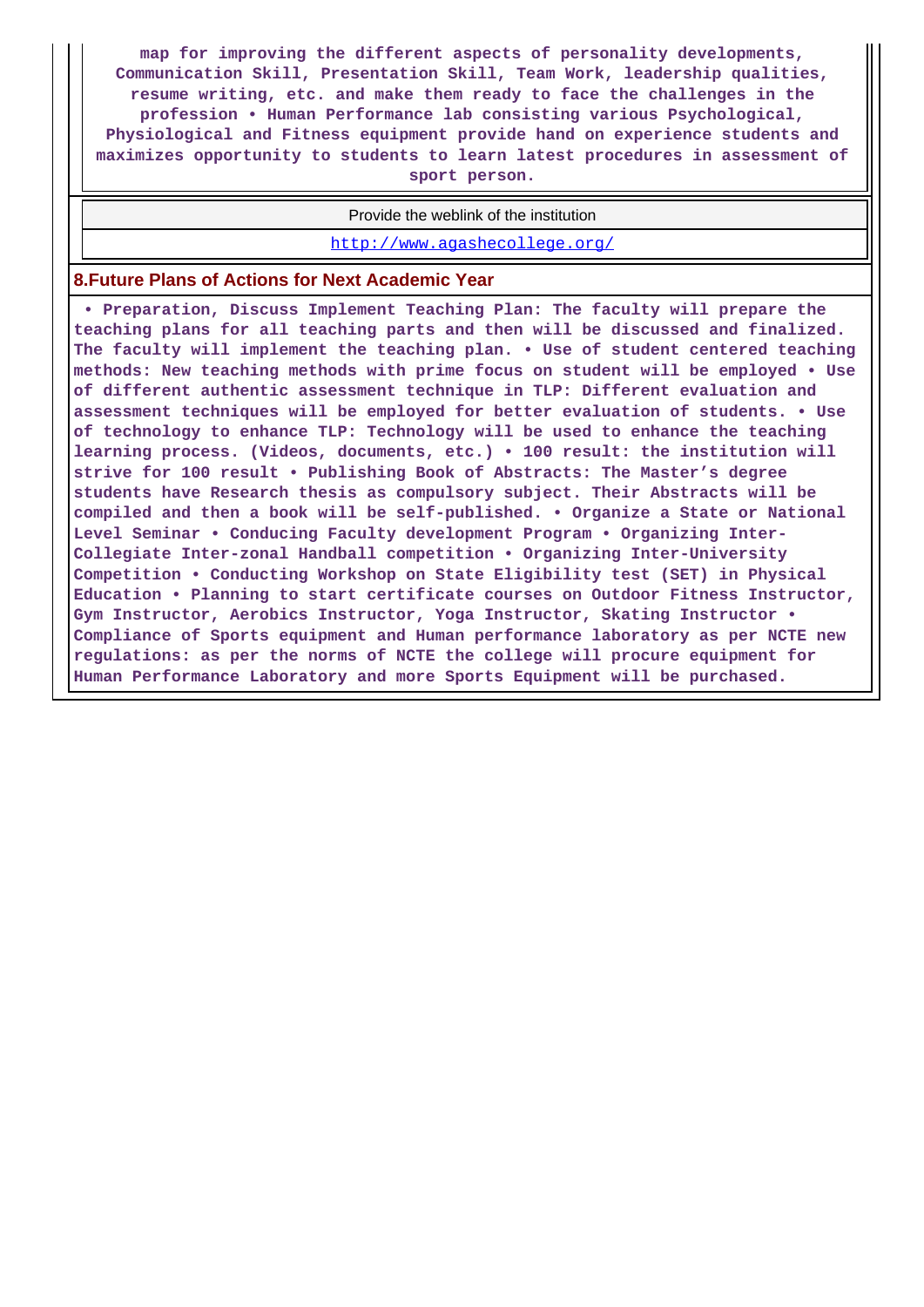map for improving the different aspects of personality developments, Communication Skill, Presentation Skill, Team Work, leadership qualities, resume writing, etc. and make them ready to face the challenges in the profession • Human Performance lab consisting various Psychological, Physiological and Fitness equipment provide hand on experience students and maximizes opportunity to students to learn latest procedures in assessment of sport person.

| Provide the weblink of the institution |
|---|
| http://www.agashecollege.org/ |

## 8.Future Plans of Actions for Next Academic Year

• Preparation, Discuss Implement Teaching Plan: The faculty will prepare the teaching plans for all teaching parts and then will be discussed and finalized. The faculty will implement the teaching plan. • Use of student centered teaching methods: New teaching methods with prime focus on student will be employed • Use of different authentic assessment technique in TLP: Different evaluation and assessment techniques will be employed for better evaluation of students. • Use of technology to enhance TLP: Technology will be used to enhance the teaching learning process. (Videos, documents, etc.) • 100 result: the institution will strive for 100 result • Publishing Book of Abstracts: The Master's degree students have Research thesis as compulsory subject. Their Abstracts will be compiled and then a book will be self-published. • Organize a State or National Level Seminar • Conducing Faculty development Program • Organizing Inter-Collegiate Inter-zonal Handball competition • Organizing Inter-University Competition • Conducting Workshop on State Eligibility test (SET) in Physical Education • Planning to start certificate courses on Outdoor Fitness Instructor, Gym Instructor, Aerobics Instructor, Yoga Instructor, Skating Instructor • Compliance of Sports equipment and Human performance laboratory as per NCTE new regulations: as per the norms of NCTE the college will procure equipment for Human Performance Laboratory and more Sports Equipment will be purchased.